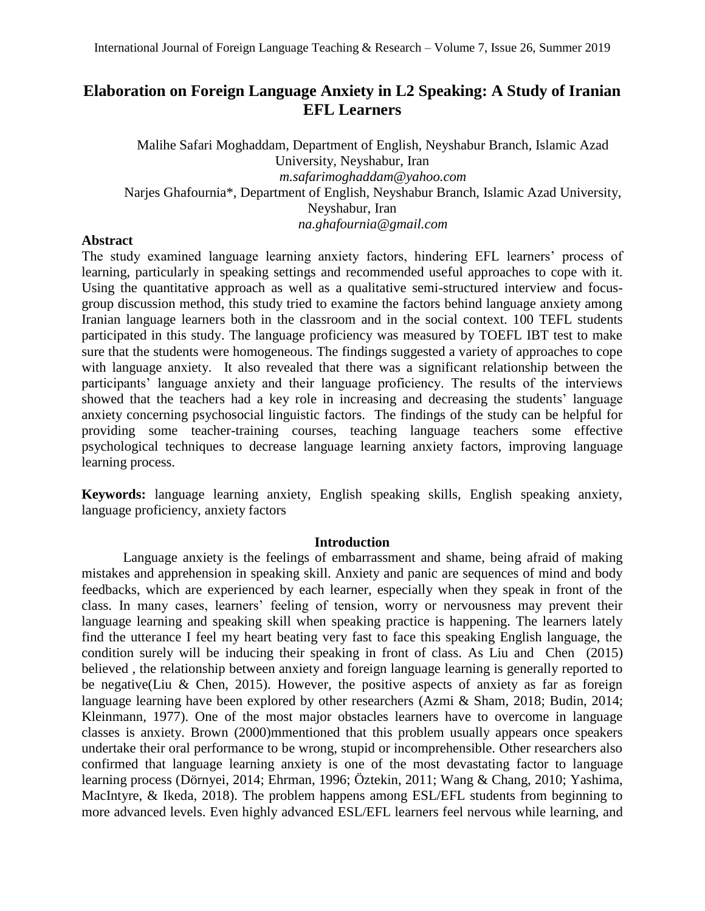# Elaboration on Foreign Language Anxiety in L2 Speaking: A Study of Iranian EFL Learners

Malihe Safari Moghaddam, Department of English, Neyshabur Branch, Islamic Azad University, Neyshabur, Iran
*m.safarimoghaddam@yahoo.com*

Narjes Ghafournia*, Department of English, Neyshabur Branch, Islamic Azad University, Neyshabur, Iran
*na.ghafournia@gmail.com*

## Abstract

The study examined language learning anxiety factors, hindering EFL learners' process of learning, particularly in speaking settings and recommended useful approaches to cope with it. Using the quantitative approach as well as a qualitative semi-structured interview and focus-group discussion method, this study tried to examine the factors behind language anxiety among Iranian language learners both in the classroom and in the social context. 100 TEFL students participated in this study. The language proficiency was measured by TOEFL IBT test to make sure that the students were homogeneous. The findings suggested a variety of approaches to cope with language anxiety. It also revealed that there was a significant relationship between the participants' language anxiety and their language proficiency. The results of the interviews showed that the teachers had a key role in increasing and decreasing the students' language anxiety concerning psychosocial linguistic factors. The findings of the study can be helpful for providing some teacher-training courses, teaching language teachers some effective psychological techniques to decrease language learning anxiety factors, improving language learning process.

**Keywords:** language learning anxiety, English speaking skills, English speaking anxiety, language proficiency, anxiety factors

## Introduction

Language anxiety is the feelings of embarrassment and shame, being afraid of making mistakes and apprehension in speaking skill. Anxiety and panic are sequences of mind and body feedbacks, which are experienced by each learner, especially when they speak in front of the class. In many cases, learners' feeling of tension, worry or nervousness may prevent their language learning and speaking skill when speaking practice is happening. The learners lately find the utterance I feel my heart beating very fast to face this speaking English language, the condition surely will be inducing their speaking in front of class. As Liu and Chen (2015) believed , the relationship between anxiety and foreign language learning is generally reported to be negative(Liu & Chen, 2015). However, the positive aspects of anxiety as far as foreign language learning have been explored by other researchers (Azmi & Sham, 2018; Budin, 2014; Kleinmann, 1977). One of the most major obstacles learners have to overcome in language classes is anxiety. Brown (2000)mmentioned that this problem usually appears once speakers undertake their oral performance to be wrong, stupid or incomprehensible. Other researchers also confirmed that language learning anxiety is one of the most devastating factor to language learning process (Dörnyei, 2014; Ehrman, 1996; Öztekin, 2011; Wang & Chang, 2010; Yashima, MacIntyre, & Ikeda, 2018). The problem happens among ESL/EFL students from beginning to more advanced levels. Even highly advanced ESL/EFL learners feel nervous while learning, and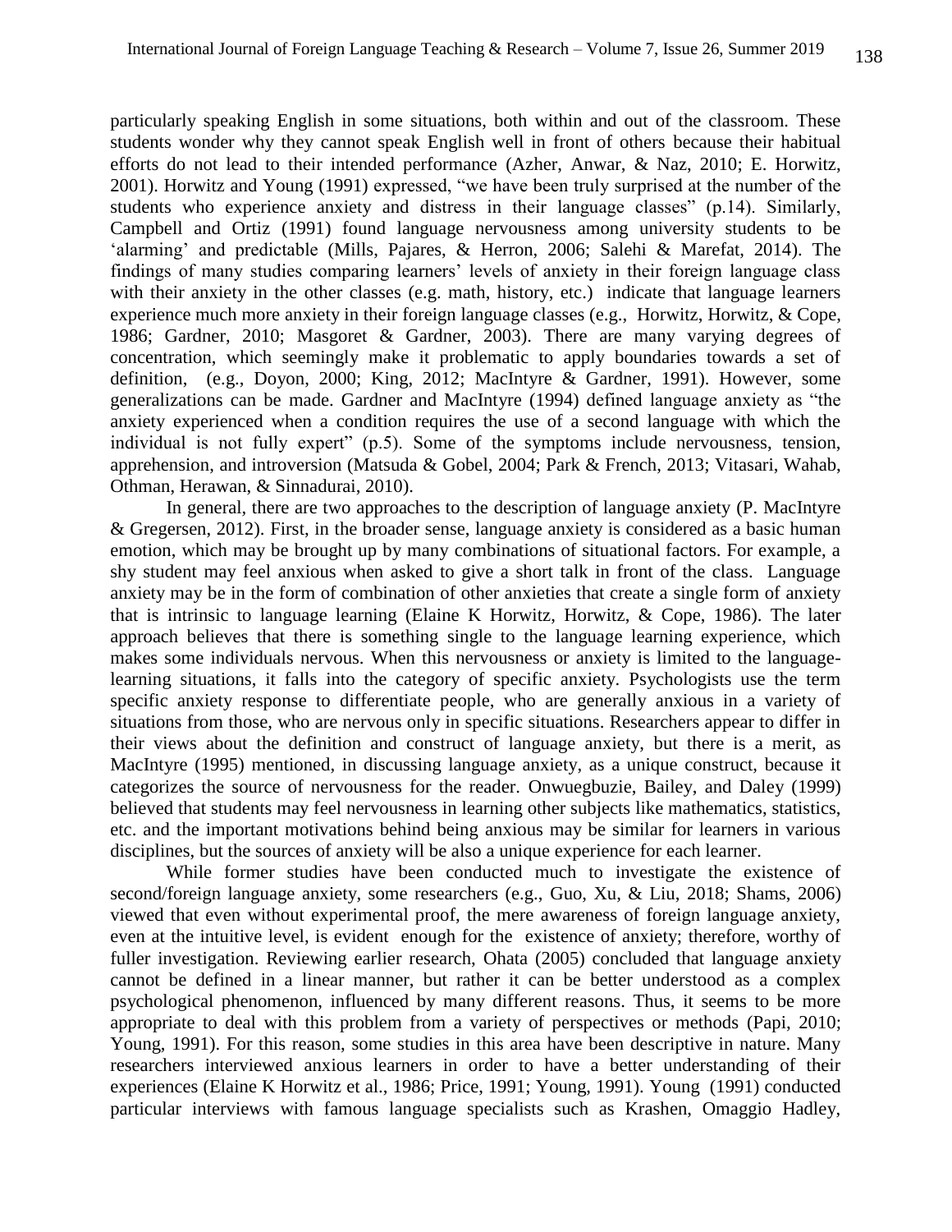particularly speaking English in some situations, both within and out of the classroom. These students wonder why they cannot speak English well in front of others because their habitual efforts do not lead to their intended performance (Azher, Anwar, & Naz, 2010; E. Horwitz, 2001). Horwitz and Young (1991) expressed, "we have been truly surprised at the number of the students who experience anxiety and distress in their language classes" (p.14). Similarly, Campbell and Ortiz (1991) found language nervousness among university students to be 'alarming' and predictable (Mills, Pajares, & Herron, 2006; Salehi & Marefat, 2014). The findings of many studies comparing learners' levels of anxiety in their foreign language class with their anxiety in the other classes (e.g. math, history, etc.) indicate that language learners experience much more anxiety in their foreign language classes (e.g., Horwitz, Horwitz, & Cope, 1986; Gardner, 2010; Masgoret & Gardner, 2003). There are many varying degrees of concentration, which seemingly make it problematic to apply boundaries towards a set of definition, (e.g., Doyon, 2000; King, 2012; MacIntyre & Gardner, 1991). However, some generalizations can be made. Gardner and MacIntyre (1994) defined language anxiety as "the anxiety experienced when a condition requires the use of a second language with which the individual is not fully expert" (p.5). Some of the symptoms include nervousness, tension, apprehension, and introversion (Matsuda & Gobel, 2004; Park & French, 2013; Vitasari, Wahab, Othman, Herawan, & Sinnadurai, 2010).

In general, there are two approaches to the description of language anxiety (P. MacIntyre & Gregersen, 2012). First, in the broader sense, language anxiety is considered as a basic human emotion, which may be brought up by many combinations of situational factors. For example, a shy student may feel anxious when asked to give a short talk in front of the class. Language anxiety may be in the form of combination of other anxieties that create a single form of anxiety that is intrinsic to language learning (Elaine K Horwitz, Horwitz, & Cope, 1986). The later approach believes that there is something single to the language learning experience, which makes some individuals nervous. When this nervousness or anxiety is limited to the language-learning situations, it falls into the category of specific anxiety. Psychologists use the term specific anxiety response to differentiate people, who are generally anxious in a variety of situations from those, who are nervous only in specific situations. Researchers appear to differ in their views about the definition and construct of language anxiety, but there is a merit, as MacIntyre (1995) mentioned, in discussing language anxiety, as a unique construct, because it categorizes the source of nervousness for the reader. Onwuegbuzie, Bailey, and Daley (1999) believed that students may feel nervousness in learning other subjects like mathematics, statistics, etc. and the important motivations behind being anxious may be similar for learners in various disciplines, but the sources of anxiety will be also a unique experience for each learner.

While former studies have been conducted much to investigate the existence of second/foreign language anxiety, some researchers (e.g., Guo, Xu, & Liu, 2018; Shams, 2006) viewed that even without experimental proof, the mere awareness of foreign language anxiety, even at the intuitive level, is evident enough for the existence of anxiety; therefore, worthy of fuller investigation. Reviewing earlier research, Ohata (2005) concluded that language anxiety cannot be defined in a linear manner, but rather it can be better understood as a complex psychological phenomenon, influenced by many different reasons. Thus, it seems to be more appropriate to deal with this problem from a variety of perspectives or methods (Papi, 2010; Young, 1991). For this reason, some studies in this area have been descriptive in nature. Many researchers interviewed anxious learners in order to have a better understanding of their experiences (Elaine K Horwitz et al., 1986; Price, 1991; Young, 1991). Young (1991) conducted particular interviews with famous language specialists such as Krashen, Omaggio Hadley,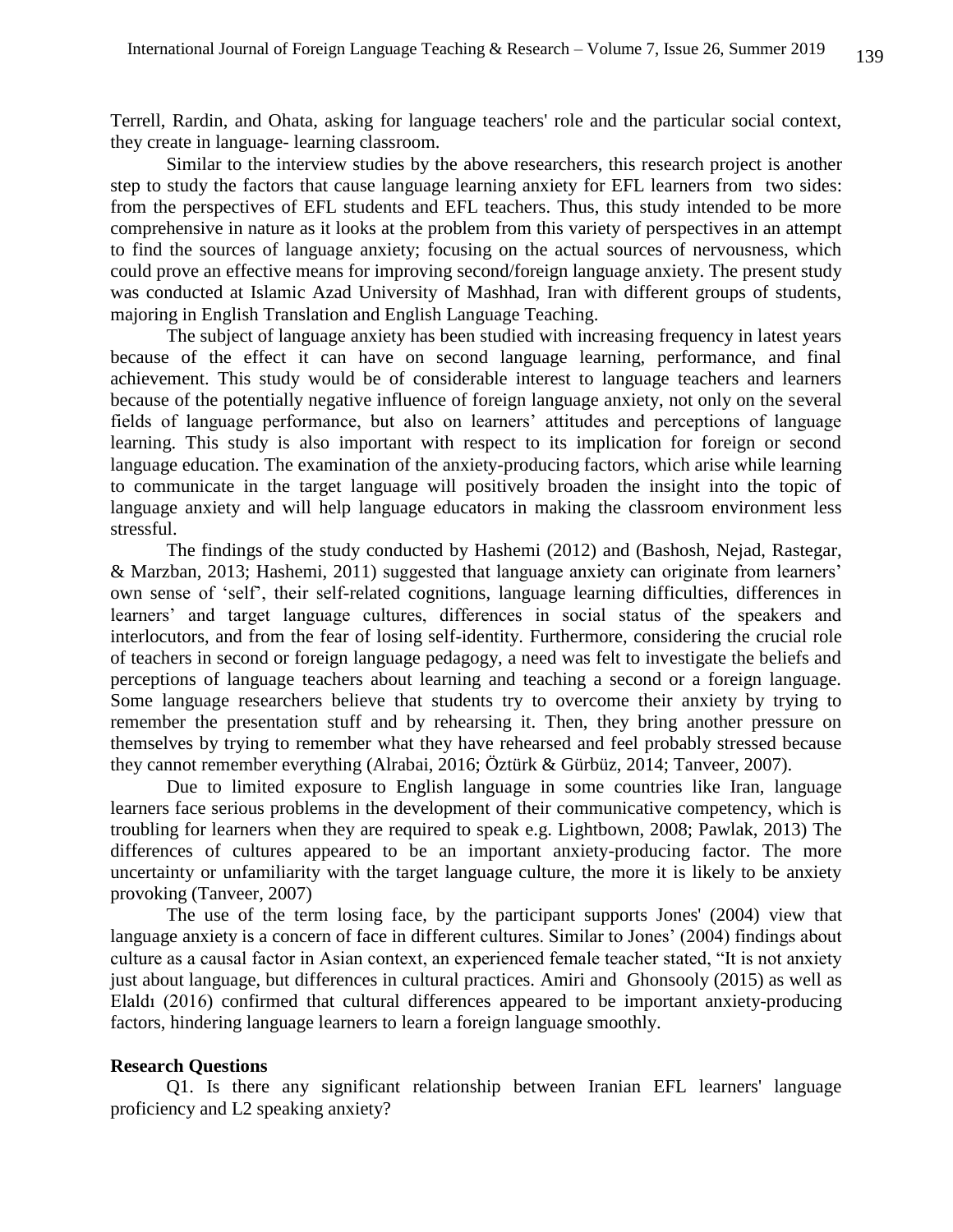Terrell, Rardin, and Ohata, asking for language teachers' role and the particular social context, they create in language- learning classroom.

Similar to the interview studies by the above researchers, this research project is another step to study the factors that cause language learning anxiety for EFL learners from two sides: from the perspectives of EFL students and EFL teachers. Thus, this study intended to be more comprehensive in nature as it looks at the problem from this variety of perspectives in an attempt to find the sources of language anxiety; focusing on the actual sources of nervousness, which could prove an effective means for improving second/foreign language anxiety. The present study was conducted at Islamic Azad University of Mashhad, Iran with different groups of students, majoring in English Translation and English Language Teaching.

The subject of language anxiety has been studied with increasing frequency in latest years because of the effect it can have on second language learning, performance, and final achievement. This study would be of considerable interest to language teachers and learners because of the potentially negative influence of foreign language anxiety, not only on the several fields of language performance, but also on learners' attitudes and perceptions of language learning. This study is also important with respect to its implication for foreign or second language education. The examination of the anxiety-producing factors, which arise while learning to communicate in the target language will positively broaden the insight into the topic of language anxiety and will help language educators in making the classroom environment less stressful.

The findings of the study conducted by Hashemi (2012) and (Bashosh, Nejad, Rastegar, & Marzban, 2013; Hashemi, 2011) suggested that language anxiety can originate from learners' own sense of 'self', their self-related cognitions, language learning difficulties, differences in learners' and target language cultures, differences in social status of the speakers and interlocutors, and from the fear of losing self-identity. Furthermore, considering the crucial role of teachers in second or foreign language pedagogy, a need was felt to investigate the beliefs and perceptions of language teachers about learning and teaching a second or a foreign language. Some language researchers believe that students try to overcome their anxiety by trying to remember the presentation stuff and by rehearsing it. Then, they bring another pressure on themselves by trying to remember what they have rehearsed and feel probably stressed because they cannot remember everything (Alrabai, 2016; Öztürk & Gürbüz, 2014; Tanveer, 2007).

Due to limited exposure to English language in some countries like Iran, language learners face serious problems in the development of their communicative competency, which is troubling for learners when they are required to speak e.g. Lightbown, 2008; Pawlak, 2013) The differences of cultures appeared to be an important anxiety-producing factor. The more uncertainty or unfamiliarity with the target language culture, the more it is likely to be anxiety provoking (Tanveer, 2007)

The use of the term losing face, by the participant supports Jones' (2004) view that language anxiety is a concern of face in different cultures. Similar to Jones' (2004) findings about culture as a causal factor in Asian context, an experienced female teacher stated, "It is not anxiety just about language, but differences in cultural practices. Amiri and Ghonsooly (2015) as well as Elaldı (2016) confirmed that cultural differences appeared to be important anxiety-producing factors, hindering language learners to learn a foreign language smoothly.

**Research Questions**

Q1. Is there any significant relationship between Iranian EFL learners' language proficiency and L2 speaking anxiety?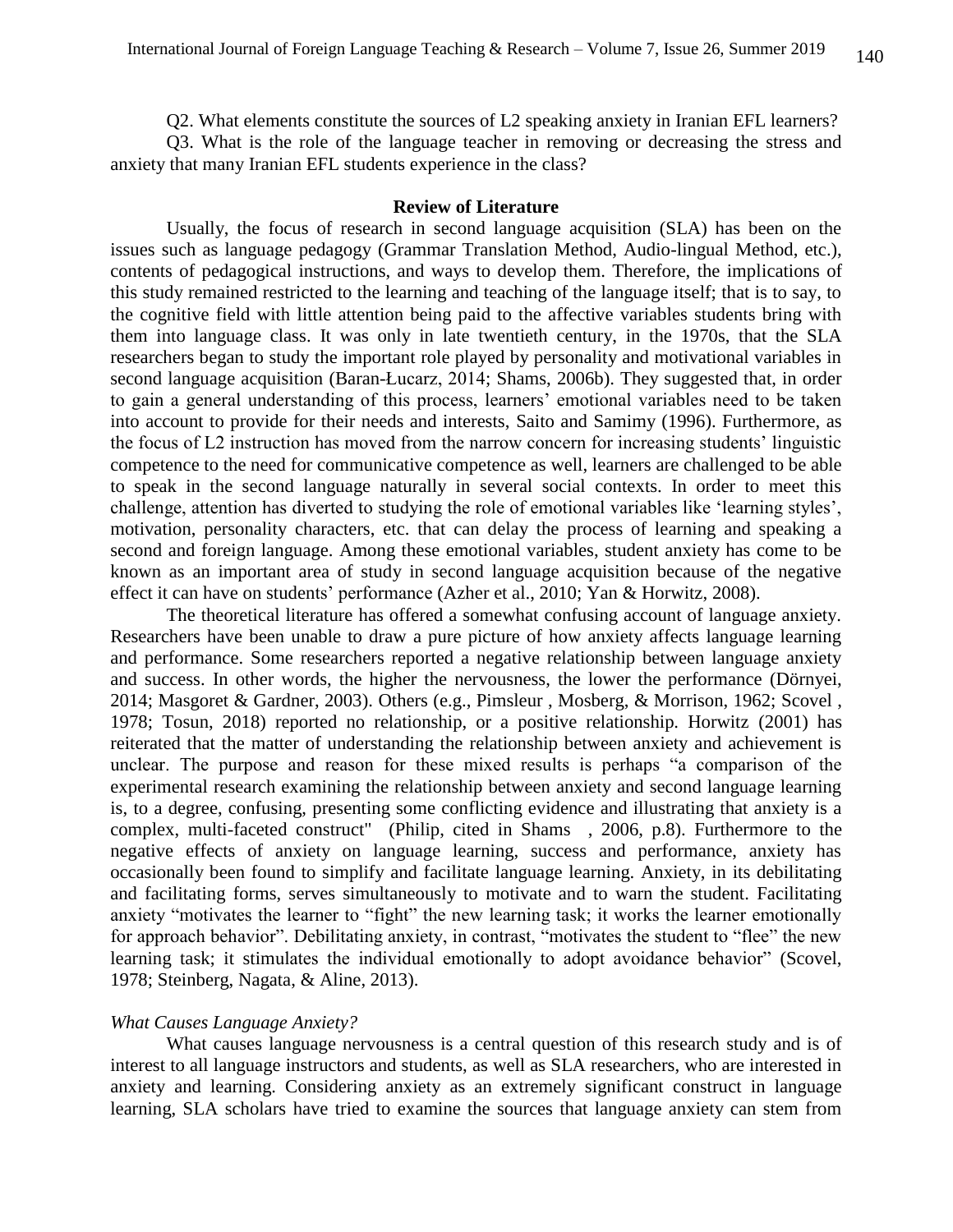Q2. What elements constitute the sources of L2 speaking anxiety in Iranian EFL learners?

Q3. What is the role of the language teacher in removing or decreasing the stress and anxiety that many Iranian EFL students experience in the class?

## Review of Literature

Usually, the focus of research in second language acquisition (SLA) has been on the issues such as language pedagogy (Grammar Translation Method, Audio-lingual Method, etc.), contents of pedagogical instructions, and ways to develop them. Therefore, the implications of this study remained restricted to the learning and teaching of the language itself; that is to say, to the cognitive field with little attention being paid to the affective variables students bring with them into language class. It was only in late twentieth century, in the 1970s, that the SLA researchers began to study the important role played by personality and motivational variables in second language acquisition (Baran-Łucarz, 2014; Shams, 2006b). They suggested that, in order to gain a general understanding of this process, learners' emotional variables need to be taken into account to provide for their needs and interests, Saito and Samimy (1996). Furthermore, as the focus of L2 instruction has moved from the narrow concern for increasing students' linguistic competence to the need for communicative competence as well, learners are challenged to be able to speak in the second language naturally in several social contexts. In order to meet this challenge, attention has diverted to studying the role of emotional variables like 'learning styles', motivation, personality characters, etc. that can delay the process of learning and speaking a second and foreign language. Among these emotional variables, student anxiety has come to be known as an important area of study in second language acquisition because of the negative effect it can have on students' performance (Azher et al., 2010; Yan & Horwitz, 2008).

The theoretical literature has offered a somewhat confusing account of language anxiety. Researchers have been unable to draw a pure picture of how anxiety affects language learning and performance. Some researchers reported a negative relationship between language anxiety and success. In other words, the higher the nervousness, the lower the performance (Dörnyei, 2014; Masgoret & Gardner, 2003). Others (e.g., Pimsleur , Mosberg, & Morrison, 1962; Scovel , 1978; Tosun, 2018) reported no relationship, or a positive relationship. Horwitz (2001) has reiterated that the matter of understanding the relationship between anxiety and achievement is unclear. The purpose and reason for these mixed results is perhaps "a comparison of the experimental research examining the relationship between anxiety and second language learning is, to a degree, confusing, presenting some conflicting evidence and illustrating that anxiety is a complex, multi-faceted construct" (Philip, cited in Shams , 2006, p.8). Furthermore to the negative effects of anxiety on language learning, success and performance, anxiety has occasionally been found to simplify and facilitate language learning. Anxiety, in its debilitating and facilitating forms, serves simultaneously to motivate and to warn the student. Facilitating anxiety "motivates the learner to "fight" the new learning task; it works the learner emotionally for approach behavior". Debilitating anxiety, in contrast, "motivates the student to "flee" the new learning task; it stimulates the individual emotionally to adopt avoidance behavior" (Scovel, 1978; Steinberg, Nagata, & Aline, 2013).

### *What Causes Language Anxiety?*

What causes language nervousness is a central question of this research study and is of interest to all language instructors and students, as well as SLA researchers, who are interested in anxiety and learning. Considering anxiety as an extremely significant construct in language learning, SLA scholars have tried to examine the sources that language anxiety can stem from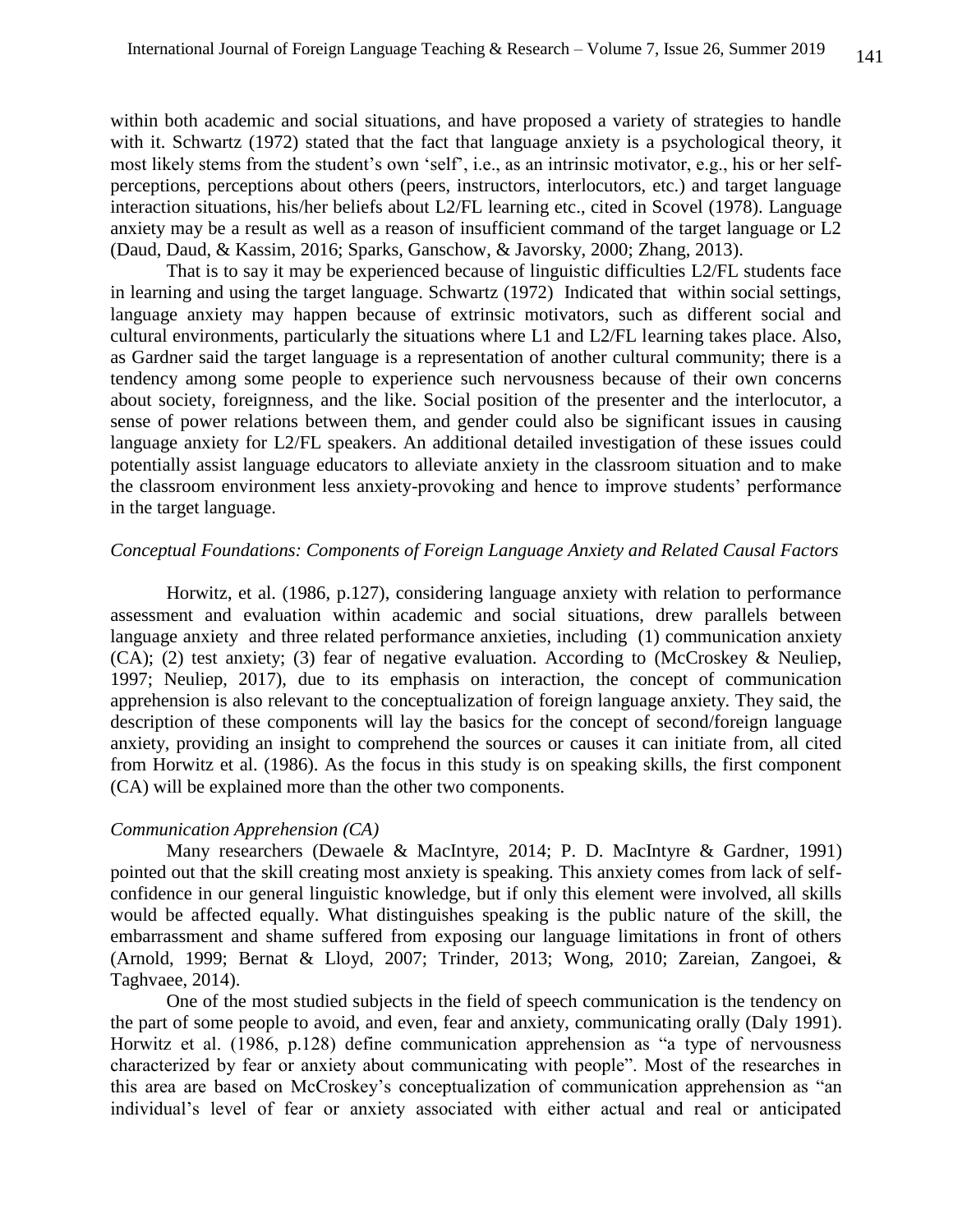within both academic and social situations, and have proposed a variety of strategies to handle with it. Schwartz (1972) stated that the fact that language anxiety is a psychological theory, it most likely stems from the student's own 'self', i.e., as an intrinsic motivator, e.g., his or her self-perceptions, perceptions about others (peers, instructors, interlocutors, etc.) and target language interaction situations, his/her beliefs about L2/FL learning etc., cited in Scovel (1978). Language anxiety may be a result as well as a reason of insufficient command of the target language or L2 (Daud, Daud, & Kassim, 2016; Sparks, Ganschow, & Javorsky, 2000; Zhang, 2013).

That is to say it may be experienced because of linguistic difficulties L2/FL students face in learning and using the target language. Schwartz (1972) Indicated that within social settings, language anxiety may happen because of extrinsic motivators, such as different social and cultural environments, particularly the situations where L1 and L2/FL learning takes place. Also, as Gardner said the target language is a representation of another cultural community; there is a tendency among some people to experience such nervousness because of their own concerns about society, foreignness, and the like. Social position of the presenter and the interlocutor, a sense of power relations between them, and gender could also be significant issues in causing language anxiety for L2/FL speakers. An additional detailed investigation of these issues could potentially assist language educators to alleviate anxiety in the classroom situation and to make the classroom environment less anxiety-provoking and hence to improve students' performance in the target language.

*Conceptual Foundations: Components of Foreign Language Anxiety and Related Causal Factors*

Horwitz, et al. (1986, p.127), considering language anxiety with relation to performance assessment and evaluation within academic and social situations, drew parallels between language anxiety and three related performance anxieties, including (1) communication anxiety (CA); (2) test anxiety; (3) fear of negative evaluation. According to (McCroskey & Neuliep, 1997; Neuliep, 2017), due to its emphasis on interaction, the concept of communication apprehension is also relevant to the conceptualization of foreign language anxiety. They said, the description of these components will lay the basics for the concept of second/foreign language anxiety, providing an insight to comprehend the sources or causes it can initiate from, all cited from Horwitz et al. (1986). As the focus in this study is on speaking skills, the first component (CA) will be explained more than the other two components.

*Communication Apprehension (CA)*

Many researchers (Dewaele & MacIntyre, 2014; P. D. MacIntyre & Gardner, 1991) pointed out that the skill creating most anxiety is speaking. This anxiety comes from lack of self-confidence in our general linguistic knowledge, but if only this element were involved, all skills would be affected equally. What distinguishes speaking is the public nature of the skill, the embarrassment and shame suffered from exposing our language limitations in front of others (Arnold, 1999; Bernat & Lloyd, 2007; Trinder, 2013; Wong, 2010; Zareian, Zangoei, & Taghvaee, 2014).

One of the most studied subjects in the field of speech communication is the tendency on the part of some people to avoid, and even, fear and anxiety, communicating orally (Daly 1991). Horwitz et al. (1986, p.128) define communication apprehension as "a type of nervousness characterized by fear or anxiety about communicating with people". Most of the researches in this area are based on McCroskey's conceptualization of communication apprehension as "an individual's level of fear or anxiety associated with either actual and real or anticipated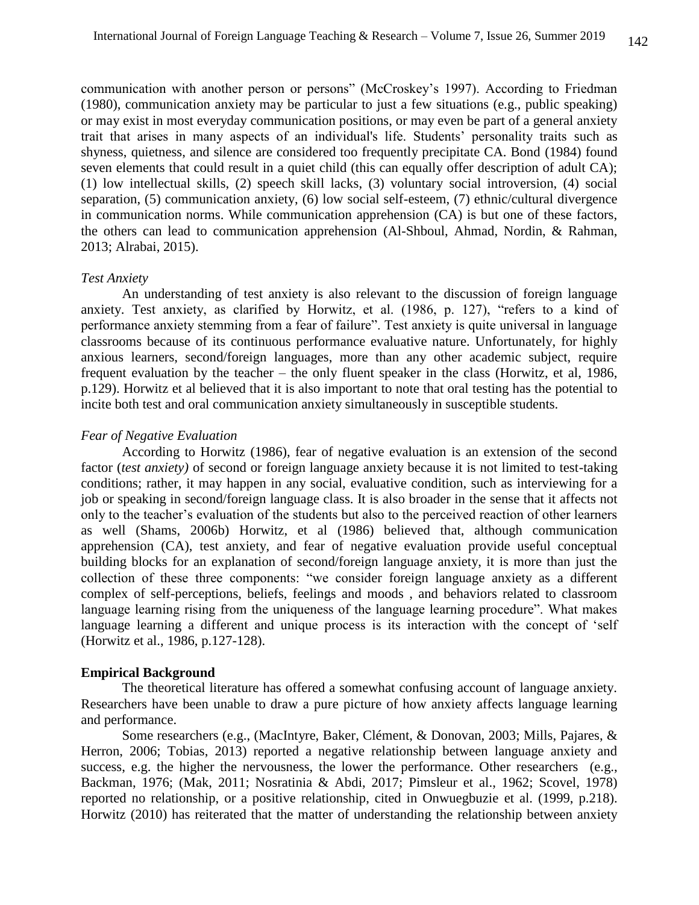communication with another person or persons" (McCroskey's 1997). According to Friedman (1980), communication anxiety may be particular to just a few situations (e.g., public speaking) or may exist in most everyday communication positions, or may even be part of a general anxiety trait that arises in many aspects of an individual's life. Students' personality traits such as shyness, quietness, and silence are considered too frequently precipitate CA. Bond (1984) found seven elements that could result in a quiet child (this can equally offer description of adult CA); (1) low intellectual skills, (2) speech skill lacks, (3) voluntary social introversion, (4) social separation, (5) communication anxiety, (6) low social self-esteem, (7) ethnic/cultural divergence in communication norms. While communication apprehension (CA) is but one of these factors, the others can lead to communication apprehension (Al-Shboul, Ahmad, Nordin, & Rahman, 2013; Alrabai, 2015).

*Test Anxiety*

An understanding of test anxiety is also relevant to the discussion of foreign language anxiety. Test anxiety, as clarified by Horwitz, et al. (1986, p. 127), "refers to a kind of performance anxiety stemming from a fear of failure". Test anxiety is quite universal in language classrooms because of its continuous performance evaluative nature. Unfortunately, for highly anxious learners, second/foreign languages, more than any other academic subject, require frequent evaluation by the teacher – the only fluent speaker in the class (Horwitz, et al, 1986, p.129). Horwitz et al believed that it is also important to note that oral testing has the potential to incite both test and oral communication anxiety simultaneously in susceptible students.

*Fear of Negative Evaluation*

According to Horwitz (1986), fear of negative evaluation is an extension of the second factor (*test anxiety)* of second or foreign language anxiety because it is not limited to test-taking conditions; rather, it may happen in any social, evaluative condition, such as interviewing for a job or speaking in second/foreign language class. It is also broader in the sense that it affects not only to the teacher's evaluation of the students but also to the perceived reaction of other learners as well (Shams, 2006b) Horwitz, et al (1986) believed that, although communication apprehension (CA), test anxiety, and fear of negative evaluation provide useful conceptual building blocks for an explanation of second/foreign language anxiety, it is more than just the collection of these three components: "we consider foreign language anxiety as a different complex of self-perceptions, beliefs, feelings and moods , and behaviors related to classroom language learning rising from the uniqueness of the language learning procedure". What makes language learning a different and unique process is its interaction with the concept of 'self (Horwitz et al., 1986, p.127-128).

**Empirical Background**

The theoretical literature has offered a somewhat confusing account of language anxiety. Researchers have been unable to draw a pure picture of how anxiety affects language learning and performance.

Some researchers (e.g., (MacIntyre, Baker, Clément, & Donovan, 2003; Mills, Pajares, & Herron, 2006; Tobias, 2013) reported a negative relationship between language anxiety and success, e.g. the higher the nervousness, the lower the performance. Other researchers (e.g., Backman, 1976; (Mak, 2011; Nosratinia & Abdi, 2017; Pimsleur et al., 1962; Scovel, 1978) reported no relationship, or a positive relationship, cited in Onwuegbuzie et al. (1999, p.218). Horwitz (2010) has reiterated that the matter of understanding the relationship between anxiety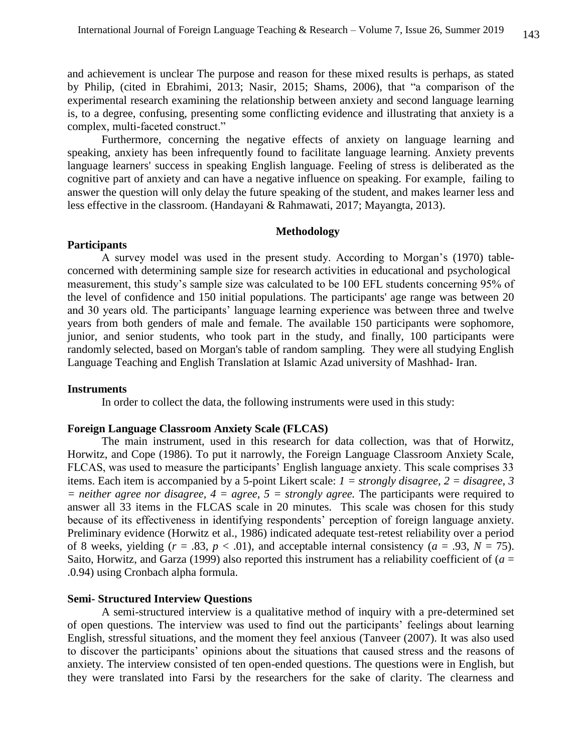and achievement is unclear The purpose and reason for these mixed results is perhaps, as stated by Philip, (cited in Ebrahimi, 2013; Nasir, 2015; Shams, 2006), that "a comparison of the experimental research examining the relationship between anxiety and second language learning is, to a degree, confusing, presenting some conflicting evidence and illustrating that anxiety is a complex, multi-faceted construct."

Furthermore, concerning the negative effects of anxiety on language learning and speaking, anxiety has been infrequently found to facilitate language learning. Anxiety prevents language learners' success in speaking English language. Feeling of stress is deliberated as the cognitive part of anxiety and can have a negative influence on speaking. For example, failing to answer the question will only delay the future speaking of the student, and makes learner less and less effective in the classroom. (Handayani & Rahmawati, 2017; Mayangta, 2013).

## Methodology

### Participants

A survey model was used in the present study. According to Morgan's (1970) table-concerned with determining sample size for research activities in educational and psychological measurement, this study's sample size was calculated to be 100 EFL students concerning 95% of the level of confidence and 150 initial populations. The participants' age range was between 20 and 30 years old. The participants' language learning experience was between three and twelve years from both genders of male and female. The available 150 participants were sophomore, junior, and senior students, who took part in the study, and finally, 100 participants were randomly selected, based on Morgan's table of random sampling. They were all studying English Language Teaching and English Translation at Islamic Azad university of Mashhad- Iran.

### Instruments

In order to collect the data, the following instruments were used in this study:

### Foreign Language Classroom Anxiety Scale (FLCAS)

The main instrument, used in this research for data collection, was that of Horwitz, Horwitz, and Cope (1986). To put it narrowly, the Foreign Language Classroom Anxiety Scale, FLCAS, was used to measure the participants' English language anxiety. This scale comprises 33 items. Each item is accompanied by a 5-point Likert scale: *1 = strongly disagree, 2 = disagree, 3 = neither agree nor disagree, 4 = agree, 5 = strongly agree.* The participants were required to answer all 33 items in the FLCAS scale in 20 minutes. This scale was chosen for this study because of its effectiveness in identifying respondents' perception of foreign language anxiety. Preliminary evidence (Horwitz et al., 1986) indicated adequate test-retest reliability over a period of 8 weeks, yielding ($r$ = .83, $p$ < .01), and acceptable internal consistency ($a$ = .93, $N$ = 75). Saito, Horwitz, and Garza (1999) also reported this instrument has a reliability coefficient of ($a$ = .0.94) using Cronbach alpha formula.

### Semi- Structured Interview Questions

A semi-structured interview is a qualitative method of inquiry with a pre-determined set of open questions. The interview was used to find out the participants' feelings about learning English, stressful situations, and the moment they feel anxious (Tanveer (2007). It was also used to discover the participants' opinions about the situations that caused stress and the reasons of anxiety. The interview consisted of ten open-ended questions. The questions were in English, but they were translated into Farsi by the researchers for the sake of clarity. The clearness and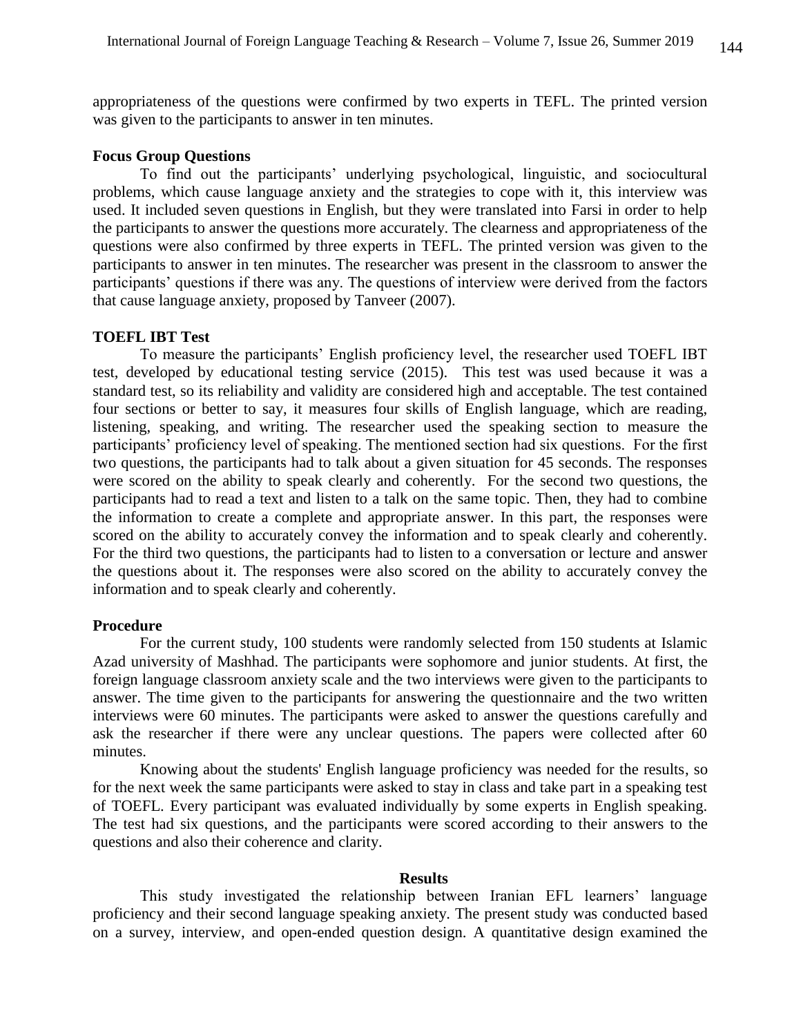appropriateness of the questions were confirmed by two experts in TEFL. The printed version was given to the participants to answer in ten minutes.

**Focus Group Questions**

To find out the participants' underlying psychological, linguistic, and sociocultural problems, which cause language anxiety and the strategies to cope with it, this interview was used. It included seven questions in English, but they were translated into Farsi in order to help the participants to answer the questions more accurately. The clearness and appropriateness of the questions were also confirmed by three experts in TEFL. The printed version was given to the participants to answer in ten minutes. The researcher was present in the classroom to answer the participants' questions if there was any. The questions of interview were derived from the factors that cause language anxiety, proposed by Tanveer (2007).

**TOEFL IBT Test**

To measure the participants' English proficiency level, the researcher used TOEFL IBT test, developed by educational testing service (2015). This test was used because it was a standard test, so its reliability and validity are considered high and acceptable. The test contained four sections or better to say, it measures four skills of English language, which are reading, listening, speaking, and writing. The researcher used the speaking section to measure the participants' proficiency level of speaking. The mentioned section had six questions. For the first two questions, the participants had to talk about a given situation for 45 seconds. The responses were scored on the ability to speak clearly and coherently. For the second two questions, the participants had to read a text and listen to a talk on the same topic. Then, they had to combine the information to create a complete and appropriate answer. In this part, the responses were scored on the ability to accurately convey the information and to speak clearly and coherently. For the third two questions, the participants had to listen to a conversation or lecture and answer the questions about it. The responses were also scored on the ability to accurately convey the information and to speak clearly and coherently.

**Procedure**

For the current study, 100 students were randomly selected from 150 students at Islamic Azad university of Mashhad. The participants were sophomore and junior students. At first, the foreign language classroom anxiety scale and the two interviews were given to the participants to answer. The time given to the participants for answering the questionnaire and the two written interviews were 60 minutes. The participants were asked to answer the questions carefully and ask the researcher if there were any unclear questions. The papers were collected after 60 minutes.

Knowing about the students' English language proficiency was needed for the results, so for the next week the same participants were asked to stay in class and take part in a speaking test of TOEFL. Every participant was evaluated individually by some experts in English speaking. The test had six questions, and the participants were scored according to their answers to the questions and also their coherence and clarity.

## Results

This study investigated the relationship between Iranian EFL learners' language proficiency and their second language speaking anxiety. The present study was conducted based on a survey, interview, and open-ended question design. A quantitative design examined the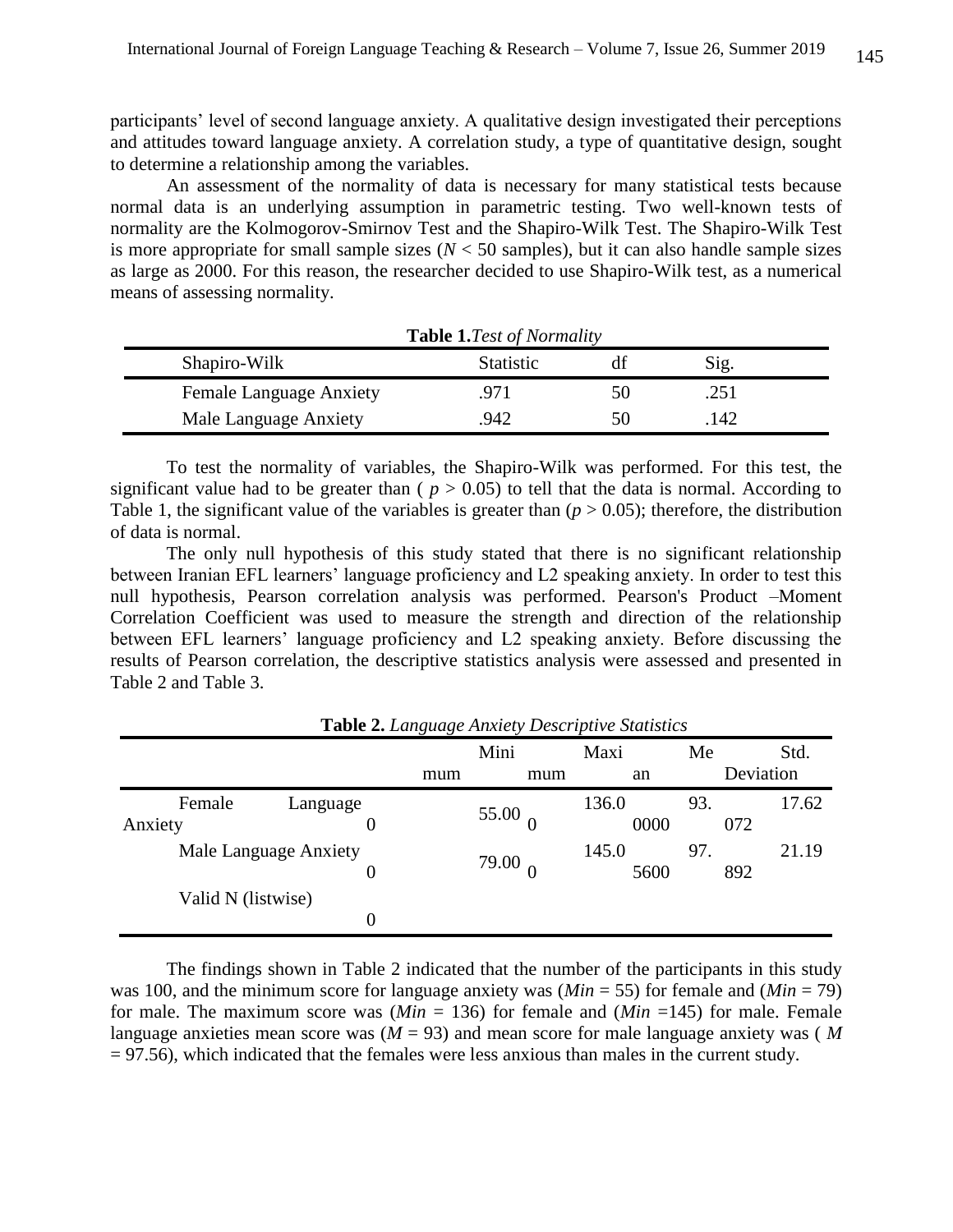participants' level of second language anxiety. A qualitative design investigated their perceptions and attitudes toward language anxiety. A correlation study, a type of quantitative design, sought to determine a relationship among the variables.

An assessment of the normality of data is necessary for many statistical tests because normal data is an underlying assumption in parametric testing. Two well-known tests of normality are the Kolmogorov-Smirnov Test and the Shapiro-Wilk Test. The Shapiro-Wilk Test is more appropriate for small sample sizes ($N < 50$ samples), but it can also handle sample sizes as large as 2000. For this reason, the researcher decided to use Shapiro-Wilk test, as a numerical means of assessing normality.

**Table 1.** *Test of Normality*

| Shapiro-Wilk | Statistic | df | Sig. |
|---|---|---|---|
| Female Language Anxiety | .971 | 50 | .251 |
| Male Language Anxiety | .942 | 50 | .142 |

To test the normality of variables, the Shapiro-Wilk was performed. For this test, the significant value had to be greater than ( $p > 0.05$) to tell that the data is normal. According to Table 1, the significant value of the variables is greater than ($p > 0.05$); therefore, the distribution of data is normal.

The only null hypothesis of this study stated that there is no significant relationship between Iranian EFL learners' language proficiency and L2 speaking anxiety. In order to test this null hypothesis, Pearson correlation analysis was performed. Pearson's Product –Moment Correlation Coefficient was used to measure the strength and direction of the relationship between EFL learners' language proficiency and L2 speaking anxiety. Before discussing the results of Pearson correlation, the descriptive statistics analysis were assessed and presented in Table 2 and Table 3.

**Table 2.** *Language Anxiety Descriptive Statistics*

| | | Minimum | Maximum | Mean | Std. Deviation |
|---|---|---|---|---|---|
| Female Language Anxiety | 0 | 55.00 0 | 136.0 0000 | 93. 072 | 17.62 |
| Male Language Anxiety | 0 | 79.00 0 | 145.0 5600 | 97. 892 | 21.19 |
| Valid N (listwise) | 0 | | | | |

The findings shown in Table 2 indicated that the number of the participants in this study was 100, and the minimum score for language anxiety was (*Min* = 55) for female and (*Min* = 79) for male. The maximum score was (*Min* = 136) for female and (*Min* =145) for male. Female language anxieties mean score was ($M = 93$) and mean score for male language anxiety was ( $M = 97.56$), which indicated that the females were less anxious than males in the current study.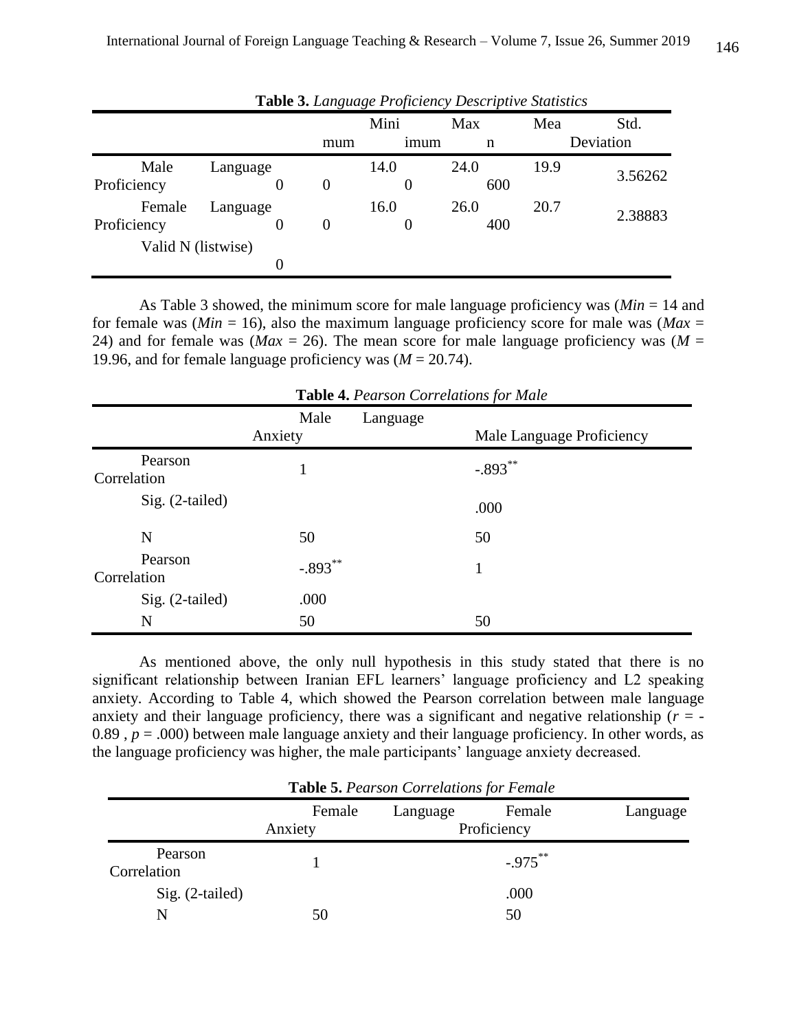**Table 3.** *Language Proficiency Descriptive Statistics*

| | N | Minimum | Maximum | Mean | Std. Deviation |
|---|---|---|---|---|---|
| Male Language Proficiency | 50 | 14.00 | 24.00 | 19.9600 | 3.56262 |
| Female Language Proficiency | 50 | 16.00 | 26.00 | 20.7400 | 2.38883 |
| Valid N (listwise) | 50 | | | | |

As Table 3 showed, the minimum score for male language proficiency was (*Min* = 14 and for female was (*Min* = 16), also the maximum language proficiency score for male was (*Max* = 24) and for female was (*Max* = 26). The mean score for male language proficiency was ($M$ = 19.96, and for female language proficiency was ($M$ = 20.74).

**Table 4.** *Pearson Correlations for Male*

| | | Male Language Anxiety | Male Language Proficiency |
|---|---|---|---|
| | Pearson Correlation | 1 | -.893** |
| | Sig. (2-tailed) | | .000 |
| | N | 50 | 50 |
| | Pearson Correlation | -.893** | 1 |
| | Sig. (2-tailed) | .000 | |
| | N | 50 | 50 |

As mentioned above, the only null hypothesis in this study stated that there is no significant relationship between Iranian EFL learners' language proficiency and L2 speaking anxiety. According to Table 4, which showed the Pearson correlation between male language anxiety and their language proficiency, there was a significant and negative relationship ($r$ = -0.89 , $p$ = .000) between male language anxiety and their language proficiency. In other words, as the language proficiency was higher, the male participants' language anxiety decreased.

**Table 5.** *Pearson Correlations for Female*

| | | Female Language Anxiety | Female Language Proficiency |
|---|---|---|---|
| | Pearson Correlation | 1 | -.975** |
| | Sig. (2-tailed) | | .000 |
| | N | 50 | 50 |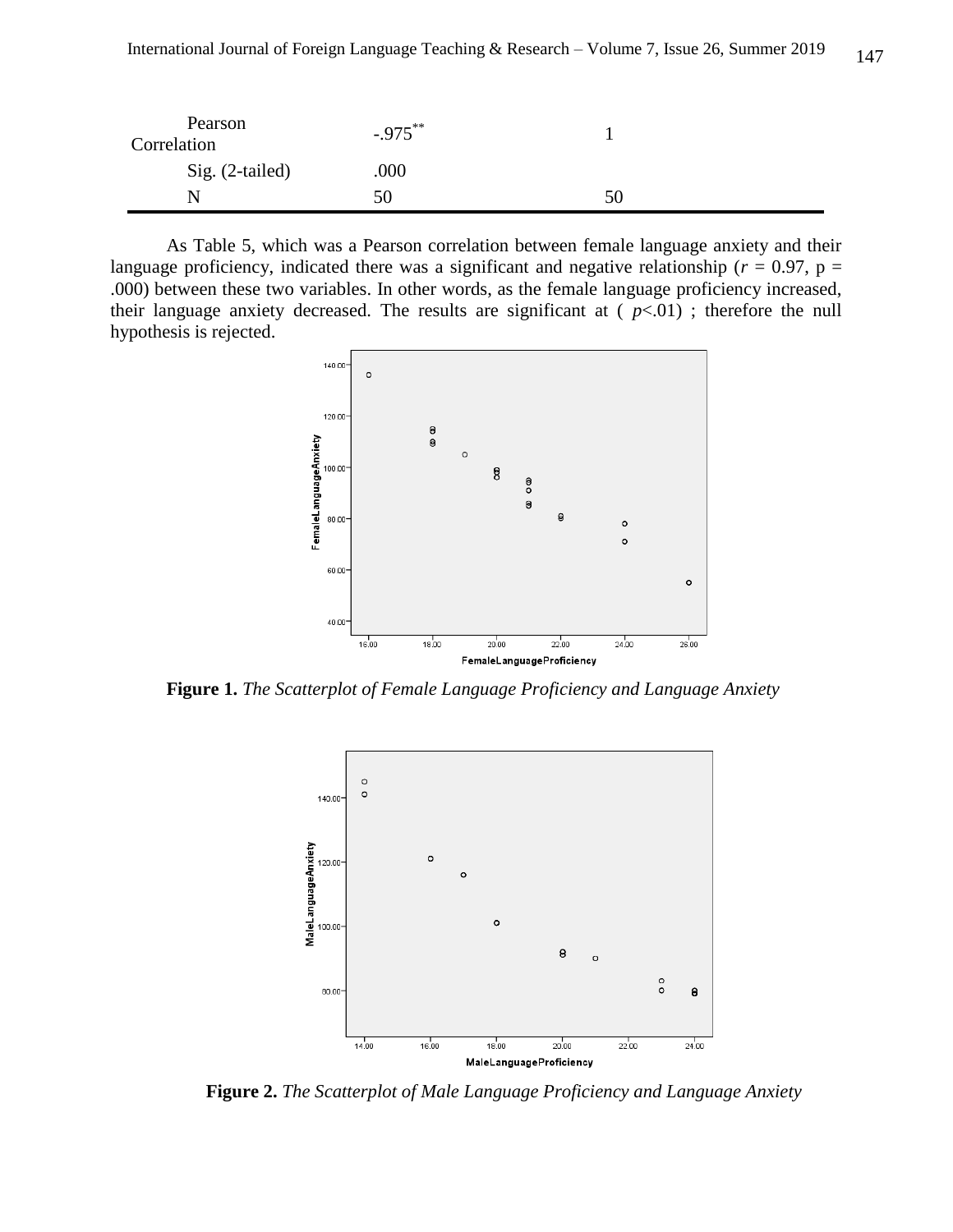| | | |
|---|---|---|
| Pearson Correlation | -.975** | 1 |
| Sig. (2-tailed) | .000 | |
| N | 50 | 50 |

As Table 5, which was a Pearson correlation between female language anxiety and their language proficiency, indicated there was a significant and negative relationship ($r$ = 0.97, p = .000) between these two variables. In other words, as the female language proficiency increased, their language anxiety decreased. The results are significant at ( $p$<.01) ; therefore the null hypothesis is rejected.

**Figure 1.** *The Scatterplot of Female Language Proficiency and Language Anxiety*

**Figure 2.** *The Scatterplot of Male Language Proficiency and Language Anxiety*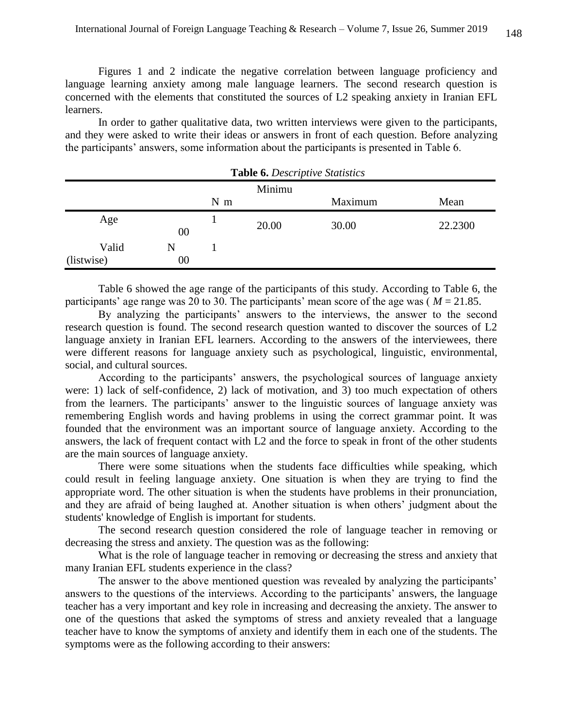Figures 1 and 2 indicate the negative correlation between language proficiency and language learning anxiety among male language learners. The second research question is concerned with the elements that constituted the sources of L2 speaking anxiety in Iranian EFL learners.

In order to gather qualitative data, two written interviews were given to the participants, and they were asked to write their ideas or answers in front of each question. Before analyzing the participants' answers, some information about the participants is presented in Table 6.

**Table 6.** *Descriptive Statistics*

| | N | Minimum | Maximum | Mean |
|---|---|---|---|---|
| Age | 100 | 20.00 | 30.00 | 22.2300 |
| Valid N (listwise) | 100 | | | |

Table 6 showed the age range of the participants of this study. According to Table 6, the participants' age range was 20 to 30. The participants' mean score of the age was ( $M = 21.85$.

By analyzing the participants' answers to the interviews, the answer to the second research question is found. The second research question wanted to discover the sources of L2 language anxiety in Iranian EFL learners. According to the answers of the interviewees, there were different reasons for language anxiety such as psychological, linguistic, environmental, social, and cultural sources.

According to the participants' answers, the psychological sources of language anxiety were: 1) lack of self-confidence, 2) lack of motivation, and 3) too much expectation of others from the learners. The participants' answer to the linguistic sources of language anxiety was remembering English words and having problems in using the correct grammar point. It was founded that the environment was an important source of language anxiety. According to the answers, the lack of frequent contact with L2 and the force to speak in front of the other students are the main sources of language anxiety.

There were some situations when the students face difficulties while speaking, which could result in feeling language anxiety. One situation is when they are trying to find the appropriate word. The other situation is when the students have problems in their pronunciation, and they are afraid of being laughed at. Another situation is when others' judgment about the students' knowledge of English is important for students.

The second research question considered the role of language teacher in removing or decreasing the stress and anxiety. The question was as the following:

What is the role of language teacher in removing or decreasing the stress and anxiety that many Iranian EFL students experience in the class?

The answer to the above mentioned question was revealed by analyzing the participants' answers to the questions of the interviews. According to the participants' answers, the language teacher has a very important and key role in increasing and decreasing the anxiety. The answer to one of the questions that asked the symptoms of stress and anxiety revealed that a language teacher have to know the symptoms of anxiety and identify them in each one of the students. The symptoms were as the following according to their answers: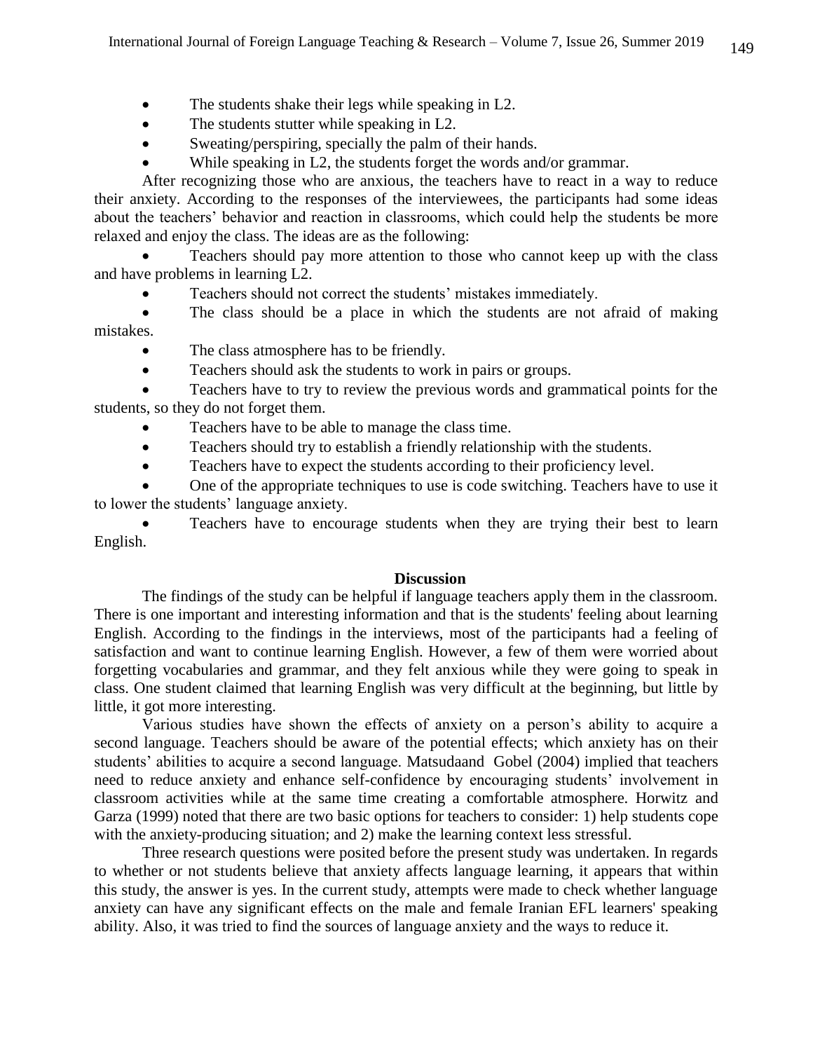- The students shake their legs while speaking in L2.
- The students stutter while speaking in L2.
- Sweating/perspiring, specially the palm of their hands.
- While speaking in L2, the students forget the words and/or grammar.

After recognizing those who are anxious, the teachers have to react in a way to reduce their anxiety. According to the responses of the interviewees, the participants had some ideas about the teachers' behavior and reaction in classrooms, which could help the students be more relaxed and enjoy the class. The ideas are as the following:

- Teachers should pay more attention to those who cannot keep up with the class and have problems in learning L2.
- Teachers should not correct the students' mistakes immediately.
- The class should be a place in which the students are not afraid of making mistakes.
- The class atmosphere has to be friendly.
- Teachers should ask the students to work in pairs or groups.
- Teachers have to try to review the previous words and grammatical points for the students, so they do not forget them.
- Teachers have to be able to manage the class time.
- Teachers should try to establish a friendly relationship with the students.
- Teachers have to expect the students according to their proficiency level.
- One of the appropriate techniques to use is code switching. Teachers have to use it to lower the students' language anxiety.
- Teachers have to encourage students when they are trying their best to learn English.

## Discussion

The findings of the study can be helpful if language teachers apply them in the classroom. There is one important and interesting information and that is the students' feeling about learning English. According to the findings in the interviews, most of the participants had a feeling of satisfaction and want to continue learning English. However, a few of them were worried about forgetting vocabularies and grammar, and they felt anxious while they were going to speak in class. One student claimed that learning English was very difficult at the beginning, but little by little, it got more interesting.

Various studies have shown the effects of anxiety on a person's ability to acquire a second language. Teachers should be aware of the potential effects; which anxiety has on their students' abilities to acquire a second language. Matsudaand Gobel (2004) implied that teachers need to reduce anxiety and enhance self-confidence by encouraging students' involvement in classroom activities while at the same time creating a comfortable atmosphere. Horwitz and Garza (1999) noted that there are two basic options for teachers to consider: 1) help students cope with the anxiety-producing situation; and 2) make the learning context less stressful.

Three research questions were posited before the present study was undertaken. In regards to whether or not students believe that anxiety affects language learning, it appears that within this study, the answer is yes. In the current study, attempts were made to check whether language anxiety can have any significant effects on the male and female Iranian EFL learners' speaking ability. Also, it was tried to find the sources of language anxiety and the ways to reduce it.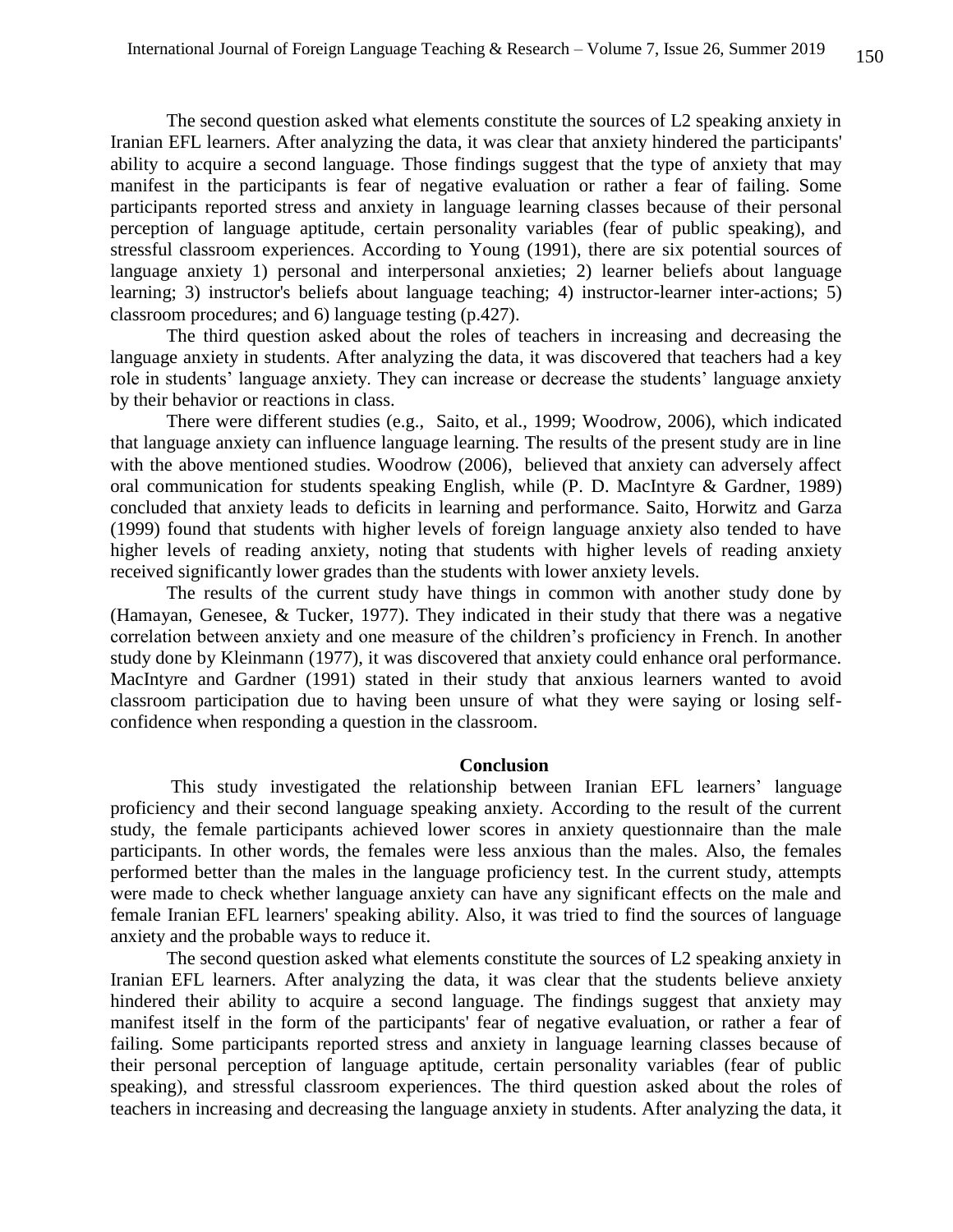The second question asked what elements constitute the sources of L2 speaking anxiety in Iranian EFL learners. After analyzing the data, it was clear that anxiety hindered the participants' ability to acquire a second language. Those findings suggest that the type of anxiety that may manifest in the participants is fear of negative evaluation or rather a fear of failing. Some participants reported stress and anxiety in language learning classes because of their personal perception of language aptitude, certain personality variables (fear of public speaking), and stressful classroom experiences. According to Young (1991), there are six potential sources of language anxiety 1) personal and interpersonal anxieties; 2) learner beliefs about language learning; 3) instructor's beliefs about language teaching; 4) instructor-learner inter-actions; 5) classroom procedures; and 6) language testing (p.427).

The third question asked about the roles of teachers in increasing and decreasing the language anxiety in students. After analyzing the data, it was discovered that teachers had a key role in students' language anxiety. They can increase or decrease the students' language anxiety by their behavior or reactions in class.

There were different studies (e.g., Saito, et al., 1999; Woodrow, 2006), which indicated that language anxiety can influence language learning. The results of the present study are in line with the above mentioned studies. Woodrow (2006), believed that anxiety can adversely affect oral communication for students speaking English, while (P. D. MacIntyre & Gardner, 1989) concluded that anxiety leads to deficits in learning and performance. Saito, Horwitz and Garza (1999) found that students with higher levels of foreign language anxiety also tended to have higher levels of reading anxiety, noting that students with higher levels of reading anxiety received significantly lower grades than the students with lower anxiety levels.

The results of the current study have things in common with another study done by (Hamayan, Genesee, & Tucker, 1977). They indicated in their study that there was a negative correlation between anxiety and one measure of the children's proficiency in French. In another study done by Kleinmann (1977), it was discovered that anxiety could enhance oral performance. MacIntyre and Gardner (1991) stated in their study that anxious learners wanted to avoid classroom participation due to having been unsure of what they were saying or losing self-confidence when responding a question in the classroom.

## Conclusion

This study investigated the relationship between Iranian EFL learners' language proficiency and their second language speaking anxiety. According to the result of the current study, the female participants achieved lower scores in anxiety questionnaire than the male participants. In other words, the females were less anxious than the males. Also, the females performed better than the males in the language proficiency test. In the current study, attempts were made to check whether language anxiety can have any significant effects on the male and female Iranian EFL learners' speaking ability. Also, it was tried to find the sources of language anxiety and the probable ways to reduce it.

The second question asked what elements constitute the sources of L2 speaking anxiety in Iranian EFL learners. After analyzing the data, it was clear that the students believe anxiety hindered their ability to acquire a second language. The findings suggest that anxiety may manifest itself in the form of the participants' fear of negative evaluation, or rather a fear of failing. Some participants reported stress and anxiety in language learning classes because of their personal perception of language aptitude, certain personality variables (fear of public speaking), and stressful classroom experiences. The third question asked about the roles of teachers in increasing and decreasing the language anxiety in students. After analyzing the data, it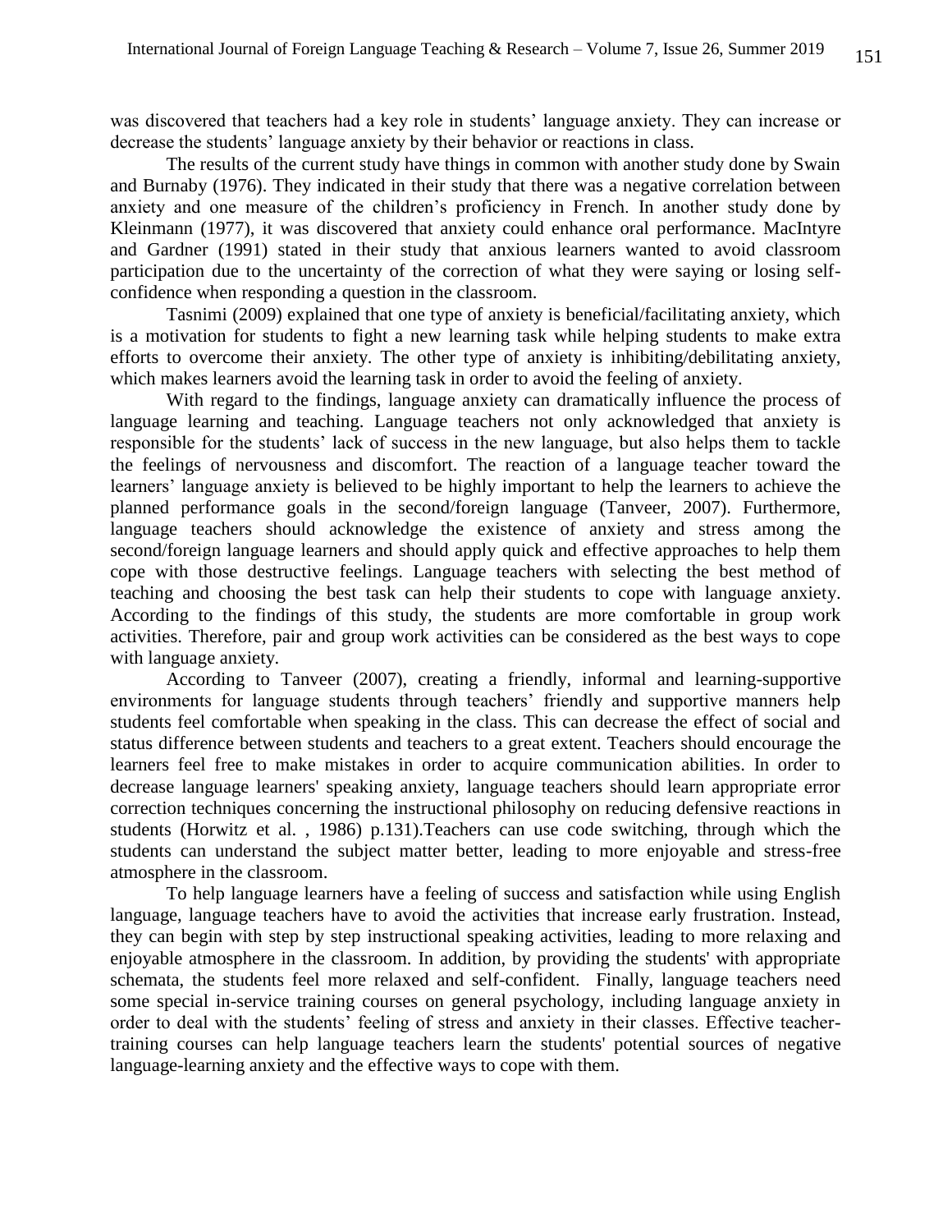was discovered that teachers had a key role in students' language anxiety. They can increase or decrease the students' language anxiety by their behavior or reactions in class.

The results of the current study have things in common with another study done by Swain and Burnaby (1976). They indicated in their study that there was a negative correlation between anxiety and one measure of the children's proficiency in French. In another study done by Kleinmann (1977), it was discovered that anxiety could enhance oral performance. MacIntyre and Gardner (1991) stated in their study that anxious learners wanted to avoid classroom participation due to the uncertainty of the correction of what they were saying or losing self-confidence when responding a question in the classroom.

Tasnimi (2009) explained that one type of anxiety is beneficial/facilitating anxiety, which is a motivation for students to fight a new learning task while helping students to make extra efforts to overcome their anxiety. The other type of anxiety is inhibiting/debilitating anxiety, which makes learners avoid the learning task in order to avoid the feeling of anxiety.

With regard to the findings, language anxiety can dramatically influence the process of language learning and teaching. Language teachers not only acknowledged that anxiety is responsible for the students' lack of success in the new language, but also helps them to tackle the feelings of nervousness and discomfort. The reaction of a language teacher toward the learners' language anxiety is believed to be highly important to help the learners to achieve the planned performance goals in the second/foreign language (Tanveer, 2007). Furthermore, language teachers should acknowledge the existence of anxiety and stress among the second/foreign language learners and should apply quick and effective approaches to help them cope with those destructive feelings. Language teachers with selecting the best method of teaching and choosing the best task can help their students to cope with language anxiety. According to the findings of this study, the students are more comfortable in group work activities. Therefore, pair and group work activities can be considered as the best ways to cope with language anxiety.

According to Tanveer (2007), creating a friendly, informal and learning-supportive environments for language students through teachers' friendly and supportive manners help students feel comfortable when speaking in the class. This can decrease the effect of social and status difference between students and teachers to a great extent. Teachers should encourage the learners feel free to make mistakes in order to acquire communication abilities. In order to decrease language learners' speaking anxiety, language teachers should learn appropriate error correction techniques concerning the instructional philosophy on reducing defensive reactions in students (Horwitz et al. , 1986) p.131).Teachers can use code switching, through which the students can understand the subject matter better, leading to more enjoyable and stress-free atmosphere in the classroom.

To help language learners have a feeling of success and satisfaction while using English language, language teachers have to avoid the activities that increase early frustration. Instead, they can begin with step by step instructional speaking activities, leading to more relaxing and enjoyable atmosphere in the classroom. In addition, by providing the students' with appropriate schemata, the students feel more relaxed and self-confident. Finally, language teachers need some special in-service training courses on general psychology, including language anxiety in order to deal with the students' feeling of stress and anxiety in their classes. Effective teacher-training courses can help language teachers learn the students' potential sources of negative language-learning anxiety and the effective ways to cope with them.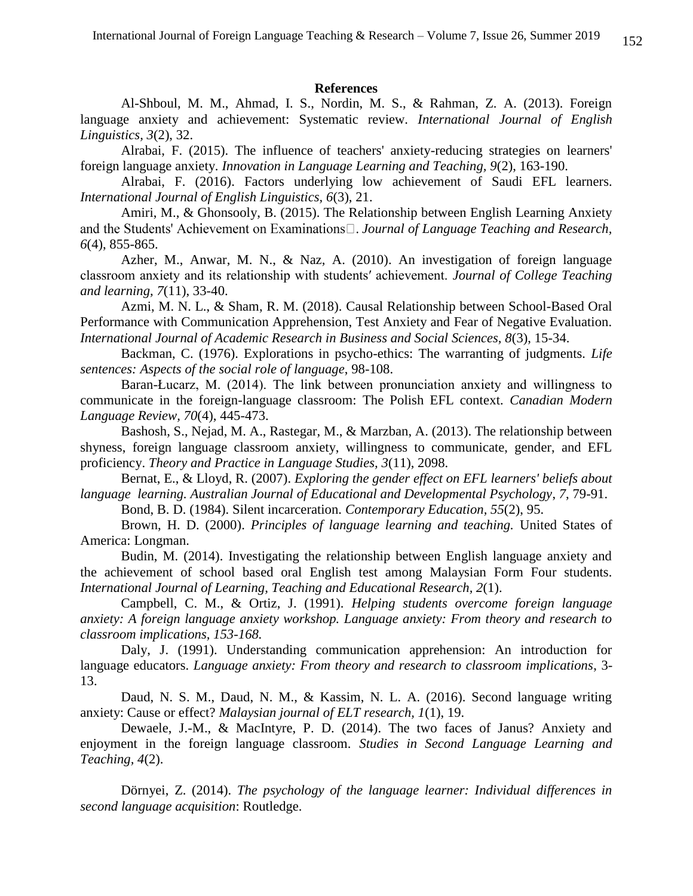## References

Al-Shboul, M. M., Ahmad, I. S., Nordin, M. S., & Rahman, Z. A. (2013). Foreign language anxiety and achievement: Systematic review. *International Journal of English Linguistics, 3*(2), 32.

Alrabai, F. (2015). The influence of teachers' anxiety-reducing strategies on learners' foreign language anxiety. *Innovation in Language Learning and Teaching, 9*(2), 163-190.

Alrabai, F. (2016). Factors underlying low achievement of Saudi EFL learners. *International Journal of English Linguistics, 6*(3), 21.

Amiri, M., & Ghonsooly, B. (2015). The Relationship between English Learning Anxiety and the Students' Achievement on Examinations. *Journal of Language Teaching and Research, 6*(4), 855-865.

Azher, M., Anwar, M. N., & Naz, A. (2010). An investigation of foreign language classroom anxiety and its relationship with students′ achievement. *Journal of College Teaching and learning, 7*(11), 33-40.

Azmi, M. N. L., & Sham, R. M. (2018). Causal Relationship between School-Based Oral Performance with Communication Apprehension, Test Anxiety and Fear of Negative Evaluation. *International Journal of Academic Research in Business and Social Sciences, 8*(3), 15-34.

Backman, C. (1976). Explorations in psycho-ethics: The warranting of judgments. *Life sentences: Aspects of the social role of language*, 98-108.

Baran-Łucarz, M. (2014). The link between pronunciation anxiety and willingness to communicate in the foreign-language classroom: The Polish EFL context. *Canadian Modern Language Review*, *70*(4), 445-473.

Bashosh, S., Nejad, M. A., Rastegar, M., & Marzban, A. (2013). The relationship between shyness, foreign language classroom anxiety, willingness to communicate, gender, and EFL proficiency. *Theory and Practice in Language Studies, 3*(11), 2098.

Bernat, E., & Lloyd, R. (2007). *Exploring the gender effect on EFL learners' beliefs about language learning. Australian Journal of Educational and Developmental Psychology*, *7*, 79-91.

Bond, B. D. (1984). Silent incarceration. *Contemporary Education, 55*(2), 95.

Brown, H. D. (2000). *Principles of language learning and teaching.* United States of America: Longman.

Budin, M. (2014). Investigating the relationship between English language anxiety and the achievement of school based oral English test among Malaysian Form Four students. *International Journal of Learning, Teaching and Educational Research, 2*(1).

Campbell, C. M., & Ortiz, J. (1991). *Helping students overcome foreign language anxiety: A foreign language anxiety workshop. Language anxiety: From theory and research to classroom implications, 153-168.*

Daly, J. (1991). Understanding communication apprehension: An introduction for language educators. *Language anxiety: From theory and research to classroom implications*, 3-13.

Daud, N. S. M., Daud, N. M., & Kassim, N. L. A. (2016). Second language writing anxiety: Cause or effect? *Malaysian journal of ELT research, 1*(1), 19.

Dewaele, J.-M., & MacIntyre, P. D. (2014). The two faces of Janus? Anxiety and enjoyment in the foreign language classroom. *Studies in Second Language Learning and Teaching*, *4*(2).

Dörnyei, Z. (2014). *The psychology of the language learner: Individual differences in second language acquisition*: Routledge.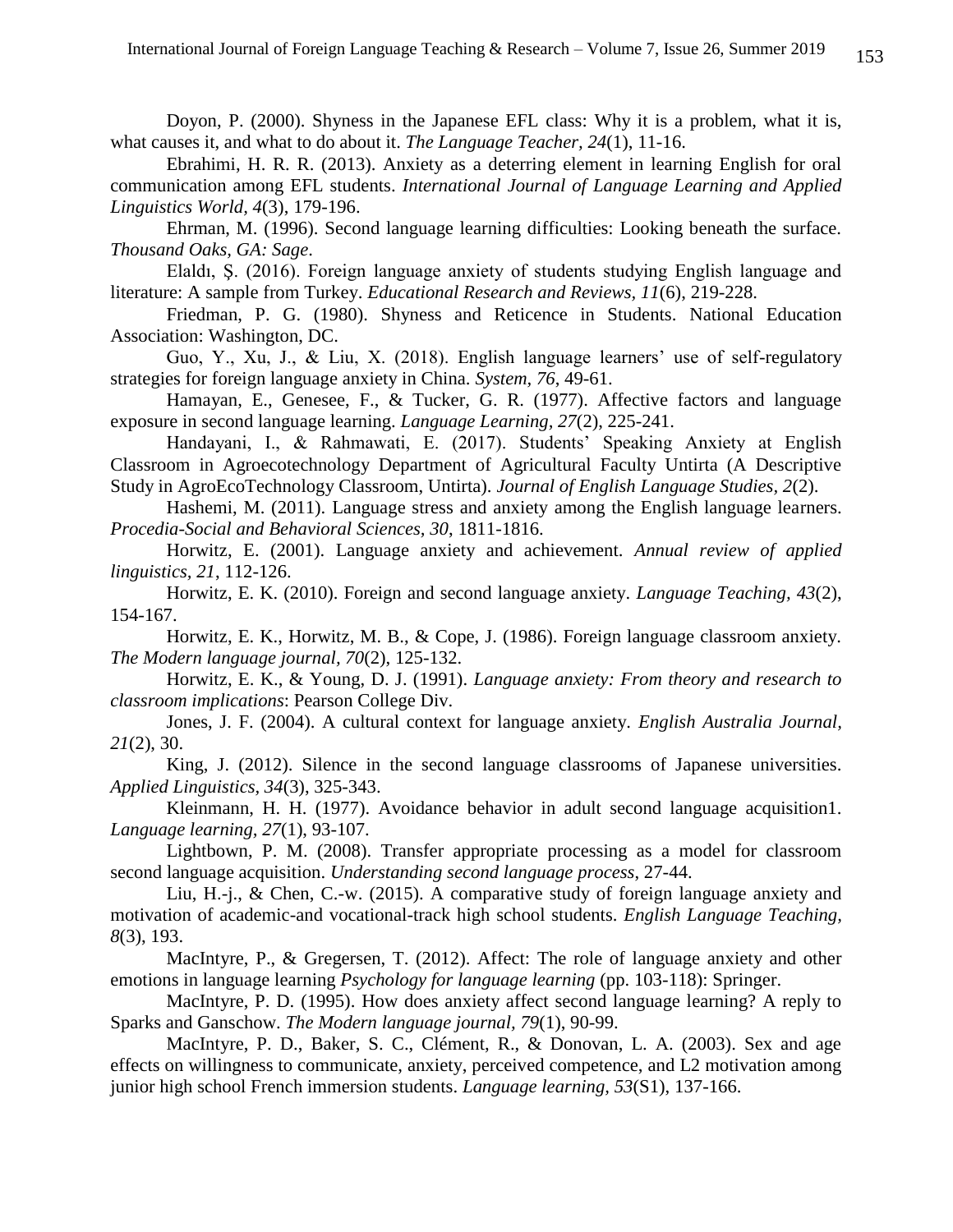Doyon, P. (2000). Shyness in the Japanese EFL class: Why it is a problem, what it is, what causes it, and what to do about it. *The Language Teacher, 24*(1), 11-16.

Ebrahimi, H. R. R. (2013). Anxiety as a deterring element in learning English for oral communication among EFL students. *International Journal of Language Learning and Applied Linguistics World, 4*(3), 179-196.

Ehrman, M. (1996). Second language learning difficulties: Looking beneath the surface. *Thousand Oaks, GA: Sage*.

Elaldı, Ş. (2016). Foreign language anxiety of students studying English language and literature: A sample from Turkey. *Educational Research and Reviews, 11*(6), 219-228.

Friedman, P. G. (1980). Shyness and Reticence in Students. National Education Association: Washington, DC.

Guo, Y., Xu, J., & Liu, X. (2018). English language learners' use of self-regulatory strategies for foreign language anxiety in China. *System, 76*, 49-61.

Hamayan, E., Genesee, F., & Tucker, G. R. (1977). Affective factors and language exposure in second language learning. *Language Learning, 27*(2), 225-241.

Handayani, I., & Rahmawati, E. (2017). Students' Speaking Anxiety at English Classroom in Agroecotechnology Department of Agricultural Faculty Untirta (A Descriptive Study in AgroEcoTechnology Classroom, Untirta). *Journal of English Language Studies*, *2*(2).

Hashemi, M. (2011). Language stress and anxiety among the English language learners. *Procedia-Social and Behavioral Sciences*, *30*, 1811-1816.

Horwitz, E. (2001). Language anxiety and achievement. *Annual review of applied linguistics, 21*, 112-126.

Horwitz, E. K. (2010). Foreign and second language anxiety. *Language Teaching, 43*(2), 154-167.

Horwitz, E. K., Horwitz, M. B., & Cope, J. (1986). Foreign language classroom anxiety. *The Modern language journal, 70*(2), 125-132.

Horwitz, E. K., & Young, D. J. (1991). *Language anxiety: From theory and research to classroom implications*: Pearson College Div.

Jones, J. F. (2004). A cultural context for language anxiety. *English Australia Journal, 21*(2), 30.

King, J. (2012). Silence in the second language classrooms of Japanese universities. *Applied Linguistics*, *34*(3), 325-343.

Kleinmann, H. H. (1977). Avoidance behavior in adult second language acquisition1. *Language learning, 27*(1), 93-107.

Lightbown, P. M. (2008). Transfer appropriate processing as a model for classroom second language acquisition. *Understanding second language process*, 27-44.

Liu, H.-j., & Chen, C.-w. (2015). A comparative study of foreign language anxiety and motivation of academic-and vocational-track high school students. *English Language Teaching, 8*(3), 193.

MacIntyre, P., & Gregersen, T. (2012). Affect: The role of language anxiety and other emotions in language learning *Psychology for language learning* (pp. 103-118): Springer.

MacIntyre, P. D. (1995). How does anxiety affect second language learning? A reply to Sparks and Ganschow. *The Modern language journal, 79*(1), 90-99.

MacIntyre, P. D., Baker, S. C., Clément, R., & Donovan, L. A. (2003). Sex and age effects on willingness to communicate, anxiety, perceived competence, and L2 motivation among junior high school French immersion students. *Language learning, 53*(S1), 137-166.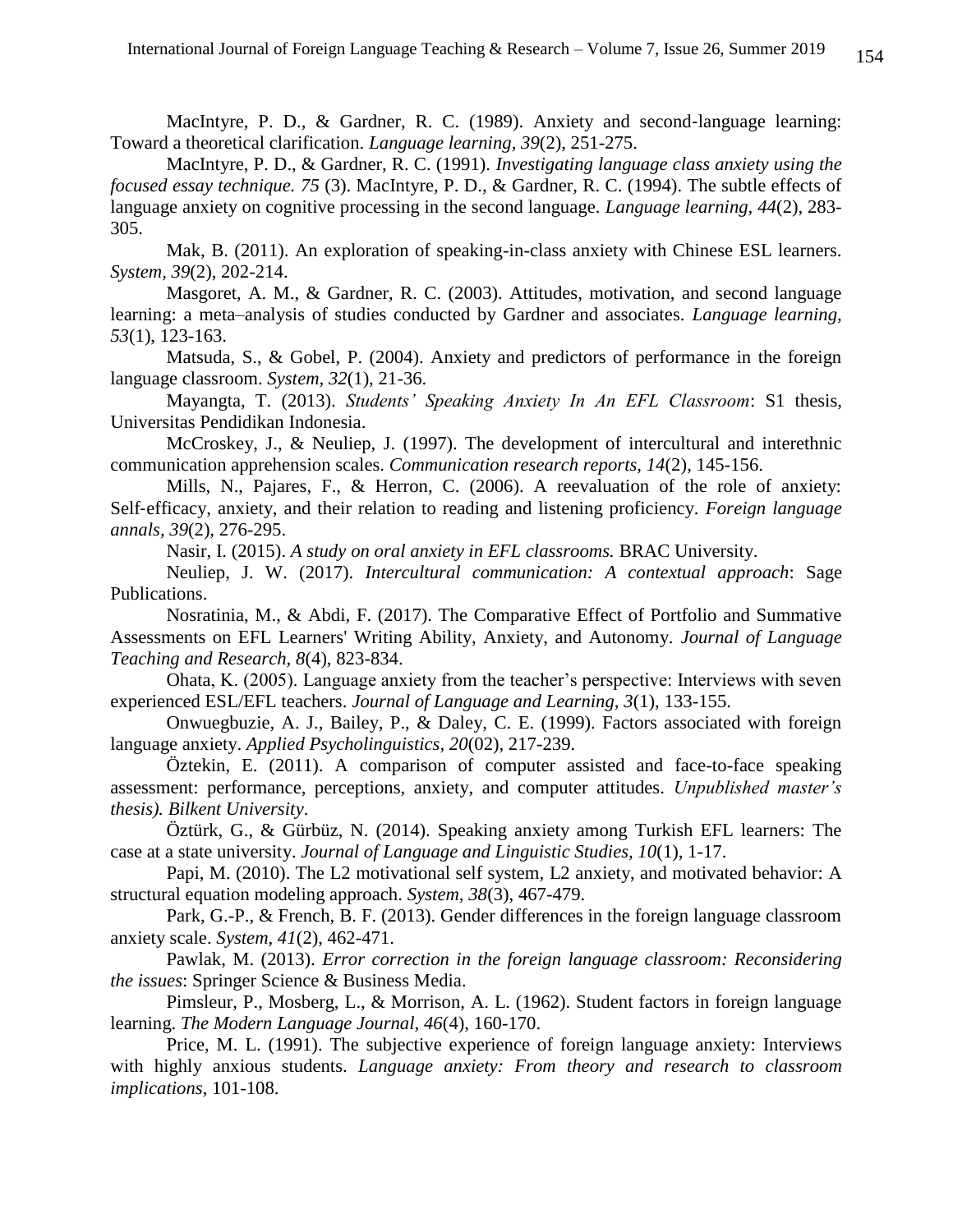MacIntyre, P. D., & Gardner, R. C. (1989). Anxiety and second‐language learning: Toward a theoretical clarification. *Language learning, 39*(2), 251-275.

MacIntyre, P. D., & Gardner, R. C. (1991). *Investigating language class anxiety using the focused essay technique. 75* (3). MacIntyre, P. D., & Gardner, R. C. (1994). The subtle effects of language anxiety on cognitive processing in the second language. *Language learning, 44*(2), 283-305.

Mak, B. (2011). An exploration of speaking-in-class anxiety with Chinese ESL learners. *System, 39*(2), 202-214.

Masgoret, A. M., & Gardner, R. C. (2003). Attitudes, motivation, and second language learning: a meta–analysis of studies conducted by Gardner and associates. *Language learning, 53*(1), 123-163.

Matsuda, S., & Gobel, P. (2004). Anxiety and predictors of performance in the foreign language classroom. *System, 32*(1), 21-36.

Mayangta, T. (2013). *Students' Speaking Anxiety In An EFL Classroom*: S1 thesis, Universitas Pendidikan Indonesia.

McCroskey, J., & Neuliep, J. (1997). The development of intercultural and interethnic communication apprehension scales. *Communication research reports, 14*(2), 145-156.

Mills, N., Pajares, F., & Herron, C. (2006). A reevaluation of the role of anxiety: Self‐efficacy, anxiety, and their relation to reading and listening proficiency. *Foreign language annals, 39*(2), 276-295.

Nasir, I. (2015). *A study on oral anxiety in EFL classrooms.* BRAC University.

Neuliep, J. W. (2017). *Intercultural communication: A contextual approach*: Sage Publications.

Nosratinia, M., & Abdi, F. (2017). The Comparative Effect of Portfolio and Summative Assessments on EFL Learners' Writing Ability, Anxiety, and Autonomy. *Journal of Language Teaching and Research, 8*(4), 823-834.

Ohata, K. (2005). Language anxiety from the teacher's perspective: Interviews with seven experienced ESL/EFL teachers. *Journal of Language and Learning, 3*(1), 133-155.

Onwuegbuzie, A. J., Bailey, P., & Daley, C. E. (1999). Factors associated with foreign language anxiety. *Applied Psycholinguistics, 20*(02), 217-239.

Öztekin, E. (2011). A comparison of computer assisted and face-to-face speaking assessment: performance, perceptions, anxiety, and computer attitudes. *Unpublished master's thesis). Bilkent University*.

Öztürk, G., & Gürbüz, N. (2014). Speaking anxiety among Turkish EFL learners: The case at a state university. *Journal of Language and Linguistic Studies, 10*(1), 1-17.

Papi, M. (2010). The L2 motivational self system, L2 anxiety, and motivated behavior: A structural equation modeling approach. *System, 38*(3), 467-479.

Park, G.-P., & French, B. F. (2013). Gender differences in the foreign language classroom anxiety scale. *System, 41*(2), 462-471.

Pawlak, M. (2013). *Error correction in the foreign language classroom: Reconsidering the issues*: Springer Science & Business Media.

Pimsleur, P., Mosberg, L., & Morrison, A. L. (1962). Student factors in foreign language learning. *The Modern Language Journal, 46*(4), 160-170.

Price, M. L. (1991). The subjective experience of foreign language anxiety: Interviews with highly anxious students. *Language anxiety: From theory and research to classroom implications*, 101-108.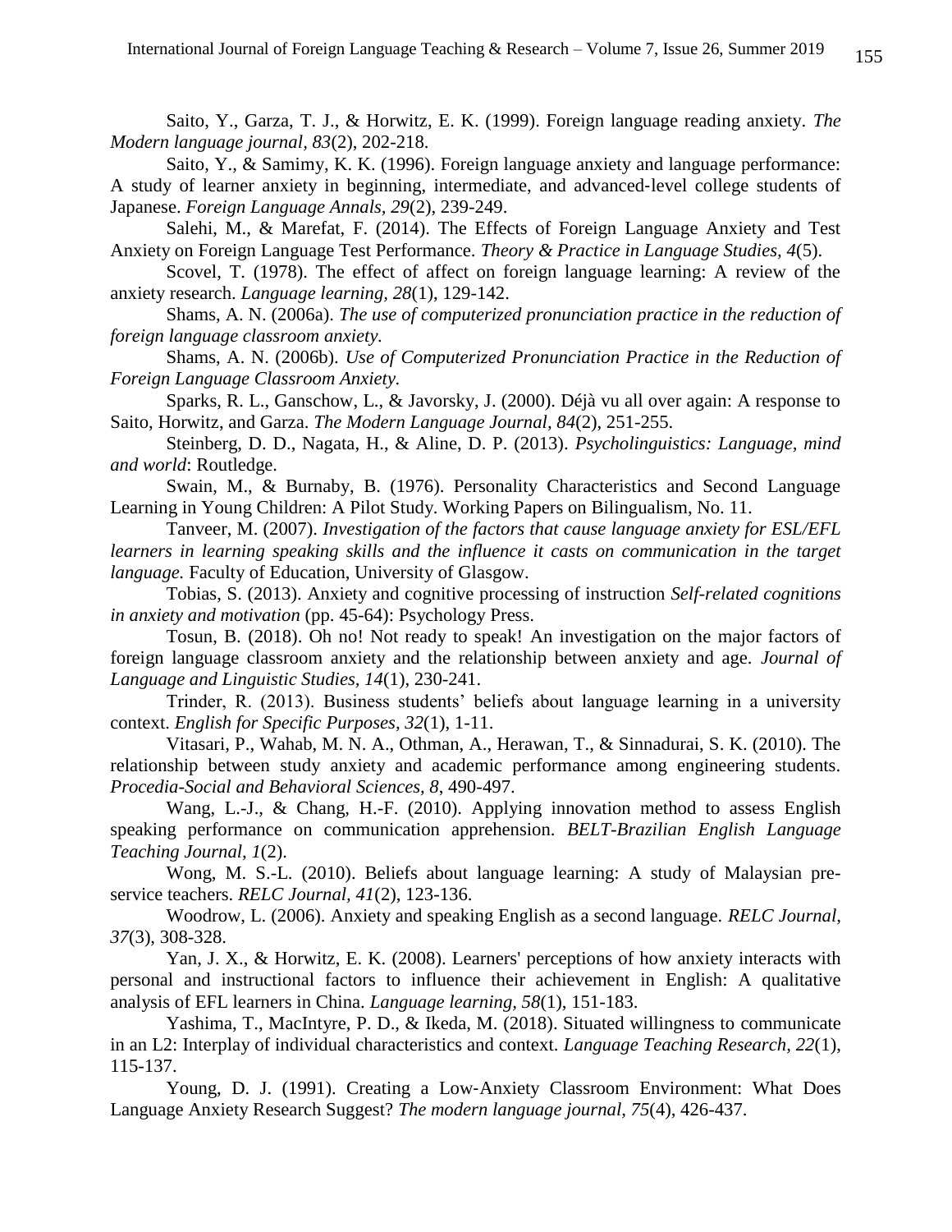Saito, Y., Garza, T. J., & Horwitz, E. K. (1999). Foreign language reading anxiety. *The Modern language journal, 83*(2), 202-218.

Saito, Y., & Samimy, K. K. (1996). Foreign language anxiety and language performance: A study of learner anxiety in beginning, intermediate, and advanced-level college students of Japanese. *Foreign Language Annals, 29*(2), 239-249.

Salehi, M., & Marefat, F. (2014). The Effects of Foreign Language Anxiety and Test Anxiety on Foreign Language Test Performance. *Theory & Practice in Language Studies, 4*(5).

Scovel, T. (1978). The effect of affect on foreign language learning: A review of the anxiety research. *Language learning, 28*(1), 129-142.

Shams, A. N. (2006a). *The use of computerized pronunciation practice in the reduction of foreign language classroom anxiety.*

Shams, A. N. (2006b). *Use of Computerized Pronunciation Practice in the Reduction of Foreign Language Classroom Anxiety.*

Sparks, R. L., Ganschow, L., & Javorsky, J. (2000). Déjà vu all over again: A response to Saito, Horwitz, and Garza. *The Modern Language Journal, 84*(2), 251-255.

Steinberg, D. D., Nagata, H., & Aline, D. P. (2013). *Psycholinguistics: Language, mind and world*: Routledge.

Swain, M., & Burnaby, B. (1976). Personality Characteristics and Second Language Learning in Young Children: A Pilot Study. Working Papers on Bilingualism, No. 11.

Tanveer, M. (2007). *Investigation of the factors that cause language anxiety for ESL/EFL learners in learning speaking skills and the influence it casts on communication in the target language.* Faculty of Education, University of Glasgow.

Tobias, S. (2013). Anxiety and cognitive processing of instruction *Self-related cognitions in anxiety and motivation* (pp. 45-64): Psychology Press.

Tosun, B. (2018). Oh no! Not ready to speak! An investigation on the major factors of foreign language classroom anxiety and the relationship between anxiety and age. *Journal of Language and Linguistic Studies, 14*(1), 230-241.

Trinder, R. (2013). Business students' beliefs about language learning in a university context. *English for Specific Purposes, 32*(1), 1-11.

Vitasari, P., Wahab, M. N. A., Othman, A., Herawan, T., & Sinnadurai, S. K. (2010). The relationship between study anxiety and academic performance among engineering students. *Procedia-Social and Behavioral Sciences, 8*, 490-497.

Wang, L.-J., & Chang, H.-F. (2010). Applying innovation method to assess English speaking performance on communication apprehension. *BELT-Brazilian English Language Teaching Journal, 1*(2).

Wong, M. S.-L. (2010). Beliefs about language learning: A study of Malaysian pre-service teachers. *RELC Journal, 41*(2), 123-136.

Woodrow, L. (2006). Anxiety and speaking English as a second language. *RELC Journal, 37*(3), 308-328.

Yan, J. X., & Horwitz, E. K. (2008). Learners' perceptions of how anxiety interacts with personal and instructional factors to influence their achievement in English: A qualitative analysis of EFL learners in China. *Language learning, 58*(1), 151-183.

Yashima, T., MacIntyre, P. D., & Ikeda, M. (2018). Situated willingness to communicate in an L2: Interplay of individual characteristics and context. *Language Teaching Research, 22*(1), 115-137.

Young, D. J. (1991). Creating a Low-Anxiety Classroom Environment: What Does Language Anxiety Research Suggest? *The modern language journal, 75*(4), 426-437.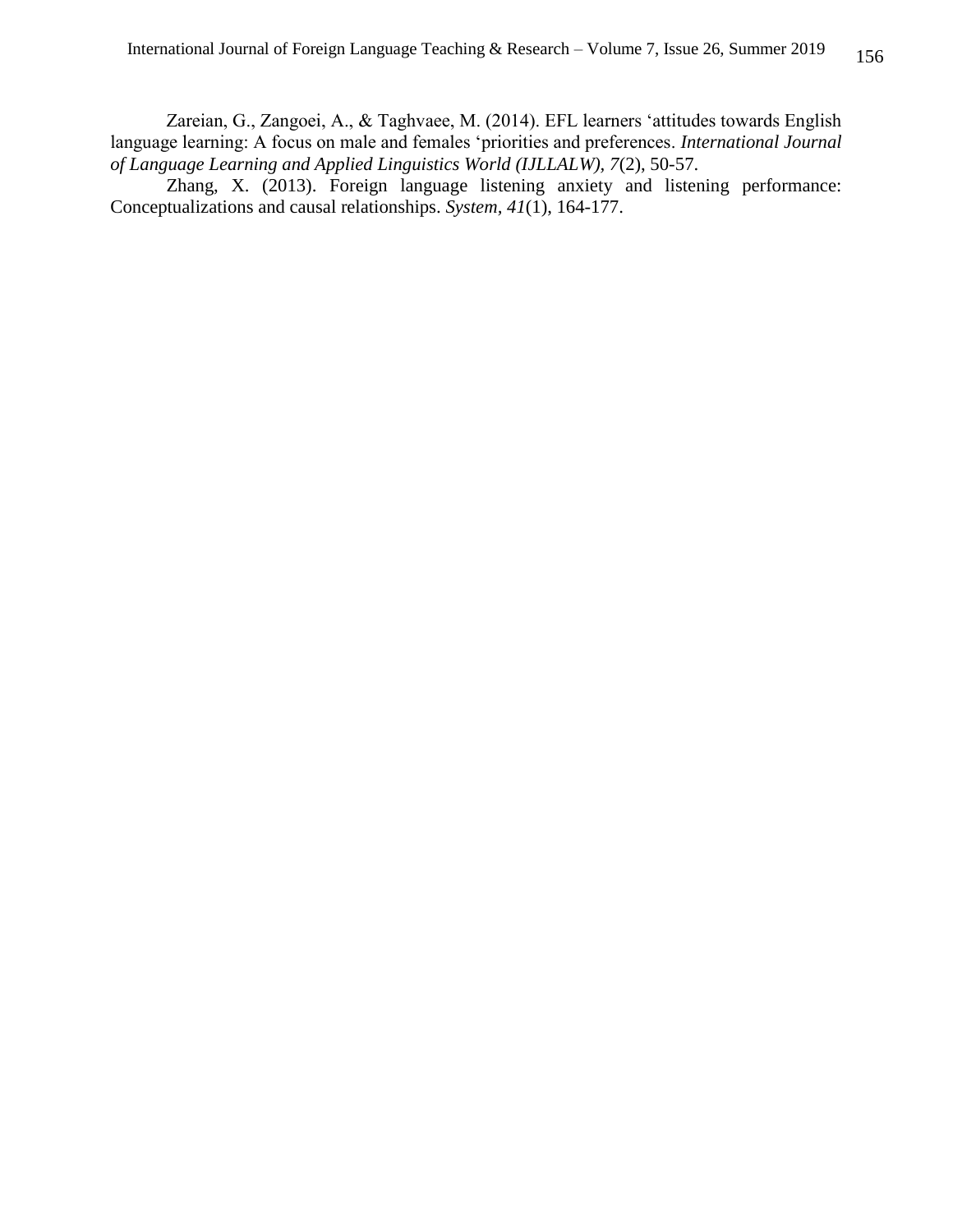Zareian, G., Zangoei, A., & Taghvaee, M. (2014). EFL learners ‘attitudes towards English language learning: A focus on male and females ‘priorities and preferences. *International Journal of Language Learning and Applied Linguistics World (IJLLALW), 7*(2), 50-57.

Zhang, X. (2013). Foreign language listening anxiety and listening performance: Conceptualizations and causal relationships. *System, 41*(1), 164-177.